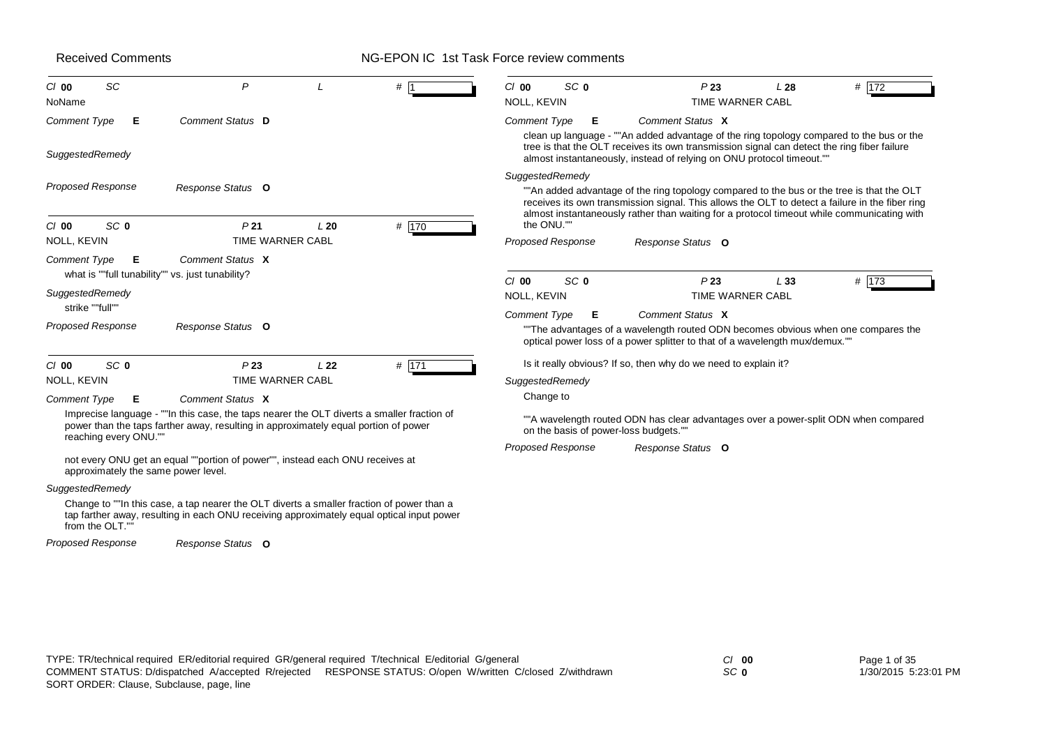Received Comments — NG-EPON IC 1st Task Force review comments

---

*Cl* **00** *SC* *P* *L* # 1

NoName

*Comment Type* **E** *Comment Status* **D**

*SuggestedRemedy*

*Proposed Response* *Response Status* **O**

---

*Cl* **00** *SC* **0** *P* **21** *L* **20** # 170

NOLL, KEVIN — TIME WARNER CABL

*Comment Type* **E** *Comment Status* **X**

what is ""full tunability"" vs. just tunability?

*SuggestedRemedy*

strike ""full""

*Proposed Response* *Response Status* **O**

---

*Cl* **00** *SC* **0** *P* **23** *L* **22** # 171

NOLL, KEVIN — TIME WARNER CABL

*Comment Type* **E** *Comment Status* **X**

Imprecise language - ""In this case, the taps nearer the OLT diverts a smaller fraction of power than the taps farther away, resulting in approximately equal portion of power reaching every ONU.""

not every ONU get an equal ""portion of power"", instead each ONU receives at approximately the same power level.

*SuggestedRemedy*

Change to ""In this case, a tap nearer the OLT diverts a smaller fraction of power than a tap farther away, resulting in each ONU receiving approximately equal optical input power from the OLT.""

*Proposed Response* *Response Status* **O**

---

*Cl* **00** *SC* **0** *P* **23** *L* **28** # 172

NOLL, KEVIN — TIME WARNER CABL

*Comment Type* **E** *Comment Status* **X**

clean up language - ""An added advantage of the ring topology compared to the bus or the tree is that the OLT receives its own transmission signal can detect the ring fiber failure almost instantaneously, instead of relying on ONU protocol timeout.""

*SuggestedRemedy*

""An added advantage of the ring topology compared to the bus or the tree is that the OLT receives its own transmission signal. This allows the OLT to detect a failure in the fiber ring almost instantaneously rather than waiting for a protocol timeout while communicating with the ONU.""

*Proposed Response* *Response Status* **O**

---

*Cl* **00** *SC* **0** *P* **23** *L* **33** # 173

NOLL, KEVIN — TIME WARNER CABL

*Comment Type* **E** *Comment Status* **X**

""The advantages of a wavelength routed ODN becomes obvious when one compares the optical power loss of a power splitter to that of a wavelength mux/demux.""

Is it really obvious? If so, then why do we need to explain it?

*SuggestedRemedy*

Change to

""A wavelength routed ODN has clear advantages over a power-split ODN when compared on the basis of power-loss budgets.""

*Proposed Response* *Response Status* **O**

---

TYPE: TR/technical required ER/editorial required GR/general required T/technical E/editorial G/general
COMMENT STATUS: D/dispatched A/accepted R/rejected RESPONSE STATUS: O/open W/written C/closed Z/withdrawn
SORT ORDER: Clause, Subclause, page, line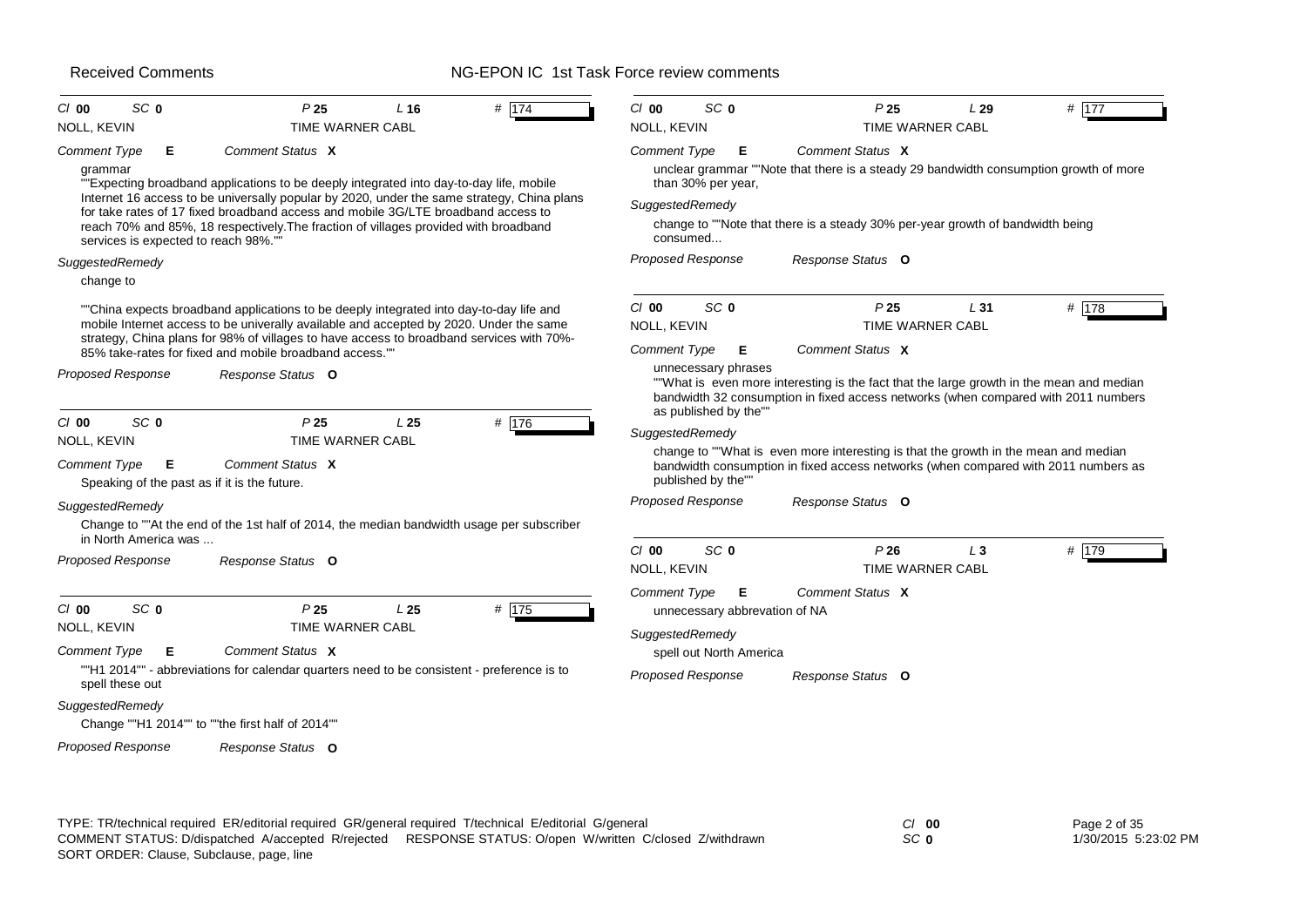Received Comments — NG-EPON IC 1st Task Force review comments

---

**Cl** 00 **SC** 0 **P** 25 **L** 16 **#** 174

NOLL, KEVIN — TIME WARNER CABL

*Comment Type* **E** *Comment Status* **X**

grammar
""Expecting broadband applications to be deeply integrated into day-to-day life, mobile Internet 16 access to be universally popular by 2020, under the same strategy, China plans for take rates of 17 fixed broadband access and mobile 3G/LTE broadband access to reach 70% and 85%, 18 respectively.The fraction of villages provided with broadband services is expected to reach 98%.""

*SuggestedRemedy*

change to

""China expects broadband applications to be deeply integrated into day-to-day life and mobile Internet access to be univerally available and accepted by 2020. Under the same strategy, China plans for 98% of villages to have access to broadband services with 70%-85% take-rates for fixed and mobile broadband access.""

*Proposed Response* *Response Status* **O**

---

**Cl** 00 **SC** 0 **P** 25 **L** 25 **#** 176

NOLL, KEVIN — TIME WARNER CABL

*Comment Type* **E** *Comment Status* **X**

Speaking of the past as if it is the future.

*SuggestedRemedy*

Change to ""At the end of the 1st half of 2014, the median bandwidth usage per subscriber in North America was ...

*Proposed Response* *Response Status* **O**

---

**Cl** 00 **SC** 0 **P** 25 **L** 25 **#** 175

NOLL, KEVIN — TIME WARNER CABL

*Comment Type* **E** *Comment Status* **X**

""H1 2014"" - abbreviations for calendar quarters need to be consistent - preference is to spell these out

*SuggestedRemedy*

Change ""H1 2014"" to ""the first half of 2014""

*Proposed Response* *Response Status* **O**

---

**Cl** 00 **SC** 0 **P** 25 **L** 29 **#** 177

NOLL, KEVIN — TIME WARNER CABL

*Comment Type* **E** *Comment Status* **X**

unclear grammar ""Note that there is a steady 29 bandwidth consumption growth of more than 30% per year,

*SuggestedRemedy*

change to ""Note that there is a steady 30% per-year growth of bandwidth being consumed...

*Proposed Response* *Response Status* **O**

---

**Cl** 00 **SC** 0 **P** 25 **L** 31 **#** 178

NOLL, KEVIN — TIME WARNER CABL

*Comment Type* **E** *Comment Status* **X**

unnecessary phrases
""What is even more interesting is the fact that the large growth in the mean and median bandwidth 32 consumption in fixed access networks (when compared with 2011 numbers as published by the""

*SuggestedRemedy*

change to ""What is even more interesting is that the growth in the mean and median bandwidth consumption in fixed access networks (when compared with 2011 numbers as published by the""

*Proposed Response* *Response Status* **O**

---

**Cl** 00 **SC** 0 **P** 26 **L** 3 **#** 179

NOLL, KEVIN — TIME WARNER CABL

*Comment Type* **E** *Comment Status* **X**

unnecessary abbreviation of NA

*SuggestedRemedy*

spell out North America

*Proposed Response* *Response Status* **O**

---

TYPE: TR/technical required ER/editorial required GR/general required T/technical E/editorial G/general
COMMENT STATUS: D/dispatched A/accepted R/rejected RESPONSE STATUS: O/open W/written C/closed Z/withdrawn
SORT ORDER: Clause, Subclause, page, line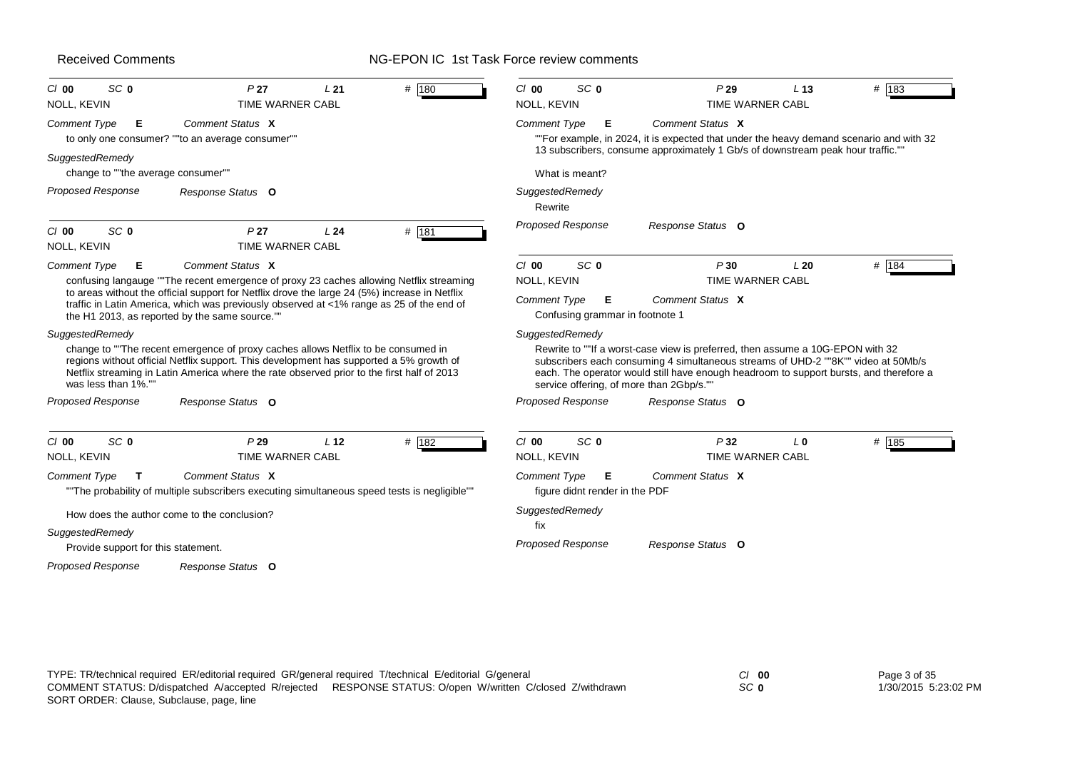Received Comments — NG-EPON IC 1st Task Force review comments

---

**Cl** 00 **SC** 0 **P** 27 **L** 21 **#** 180

NOLL, KEVIN — TIME WARNER CABL

*Comment Type* **E** *Comment Status* **X**

to only one consumer? ""to an average consumer""

*SuggestedRemedy*

change to ""the average consumer""

*Proposed Response* *Response Status* **O**

---

**Cl** 00 **SC** 0 **P** 27 **L** 24 **#** 181

NOLL, KEVIN — TIME WARNER CABL

*Comment Type* **E** *Comment Status* **X**

confusing langauge ""The recent emergence of proxy 23 caches allowing Netflix streaming to areas without the official support for Netflix drove the large 24 (5%) increase in Netflix traffic in Latin America, which was previously observed at <1% range as 25 of the end of the H1 2013, as reported by the same source.""

*SuggestedRemedy*

change to ""The recent emergence of proxy caches allows Netflix to be consumed in regions without official Netflix support. This development has supported a 5% growth of Netflix streaming in Latin America where the rate observed prior to the first half of 2013 was less than 1%.""

*Proposed Response* *Response Status* **O**

---

**Cl** 00 **SC** 0 **P** 29 **L** 12 **#** 182

NOLL, KEVIN — TIME WARNER CABL

*Comment Type* **T** *Comment Status* **X**

""The probability of multiple subscribers executing simultaneous speed tests is negligible""

How does the author come to the conclusion?

*SuggestedRemedy*

Provide support for this statement.

*Proposed Response* *Response Status* **O**

---

**Cl** 00 **SC** 0 **P** 29 **L** 13 **#** 183

NOLL, KEVIN — TIME WARNER CABL

*Comment Type* **E** *Comment Status* **X**

""For example, in 2024, it is expected that under the heavy demand scenario and with 32 13 subscribers, consume approximately 1 Gb/s of downstream peak hour traffic.""

What is meant?

*SuggestedRemedy*

Rewrite

*Proposed Response* *Response Status* **O**

---

**Cl** 00 **SC** 0 **P** 30 **L** 20 **#** 184

NOLL, KEVIN — TIME WARNER CABL

*Comment Type* **E** *Comment Status* **X**

Confusing grammar in footnote 1

*SuggestedRemedy*

Rewrite to ""If a worst-case view is preferred, then assume a 10G-EPON with 32 subscribers each consuming 4 simultaneous streams of UHD-2 ""8K"" video at 50Mb/s each. The operator would still have enough headroom to support bursts, and therefore a service offering, of more than 2Gbp/s.""

*Proposed Response* *Response Status* **O**

---

**Cl** 00 **SC** 0 **P** 32 **L** 0 **#** 185

NOLL, KEVIN — TIME WARNER CABL

*Comment Type* **E** *Comment Status* **X**

figure didnt render in the PDF

*SuggestedRemedy*

fix

*Proposed Response* *Response Status* **O**

---

TYPE: TR/technical required ER/editorial required GR/general required T/technical E/editorial G/general
COMMENT STATUS: D/dispatched A/accepted R/rejected RESPONSE STATUS: O/open W/written C/closed Z/withdrawn
SORT ORDER: Clause, Subclause, page, line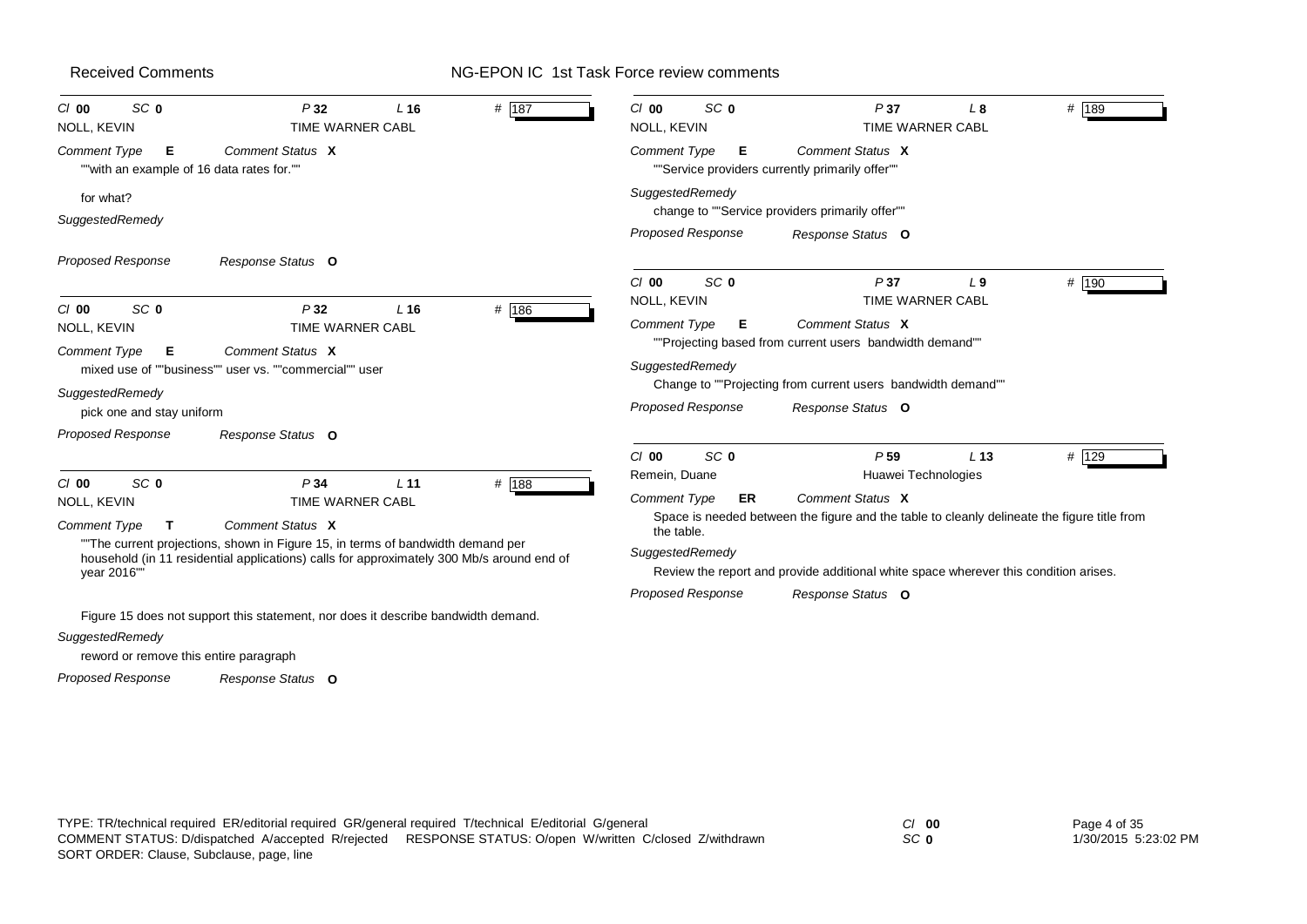**Cl 00 SC 0 P 32 L 16 # 187**

NOLL, KEVIN — TIME WARNER CABL

*Comment Type* **E** *Comment Status* **X**

""with an example of 16 data rates for.""

for what?

*SuggestedRemedy*

*Proposed Response* *Response Status* **O**

---

**Cl 00 SC 0 P 32 L 16 # 186**

NOLL, KEVIN — TIME WARNER CABL

*Comment Type* **E** *Comment Status* **X**

mixed use of ""business"" user vs. ""commercial"" user

*SuggestedRemedy*

pick one and stay uniform

*Proposed Response* *Response Status* **O**

---

**Cl 00 SC 0 P 34 L 11 # 188**

NOLL, KEVIN — TIME WARNER CABL

*Comment Type* **T** *Comment Status* **X**

""The current projections, shown in Figure 15, in terms of bandwidth demand per household (in 11 residential applications) calls for approximately 300 Mb/s around end of year 2016""

Figure 15 does not support this statement, nor does it describe bandwidth demand.

*SuggestedRemedy*

reword or remove this entire paragraph

*Proposed Response* *Response Status* **O**

---

**Cl 00 SC 0 P 37 L 8 # 189**

NOLL, KEVIN — TIME WARNER CABL

*Comment Type* **E** *Comment Status* **X**

""Service providers currently primarily offer""

*SuggestedRemedy*

change to ""Service providers primarily offer""

*Proposed Response* *Response Status* **O**

---

**Cl 00 SC 0 P 37 L 9 # 190**

NOLL, KEVIN — TIME WARNER CABL

*Comment Type* **E** *Comment Status* **X**

""Projecting based from current users bandwidth demand""

*SuggestedRemedy*

Change to ""Projecting from current users bandwidth demand""

*Proposed Response* *Response Status* **O**

---

**Cl 00 SC 0 P 59 L 13 # 129**

Remein, Duane — Huawei Technologies

*Comment Type* **ER** *Comment Status* **X**

Space is needed between the figure and the table to cleanly delineate the figure title from the table.

*SuggestedRemedy*

Review the report and provide additional white space wherever this condition arises.

*Proposed Response* *Response Status* **O**

---

TYPE: TR/technical required ER/editorial required GR/general required T/technical E/editorial G/general
COMMENT STATUS: D/dispatched A/accepted R/rejected RESPONSE STATUS: O/open W/written C/closed Z/withdrawn
SORT ORDER: Clause, Subclause, page, line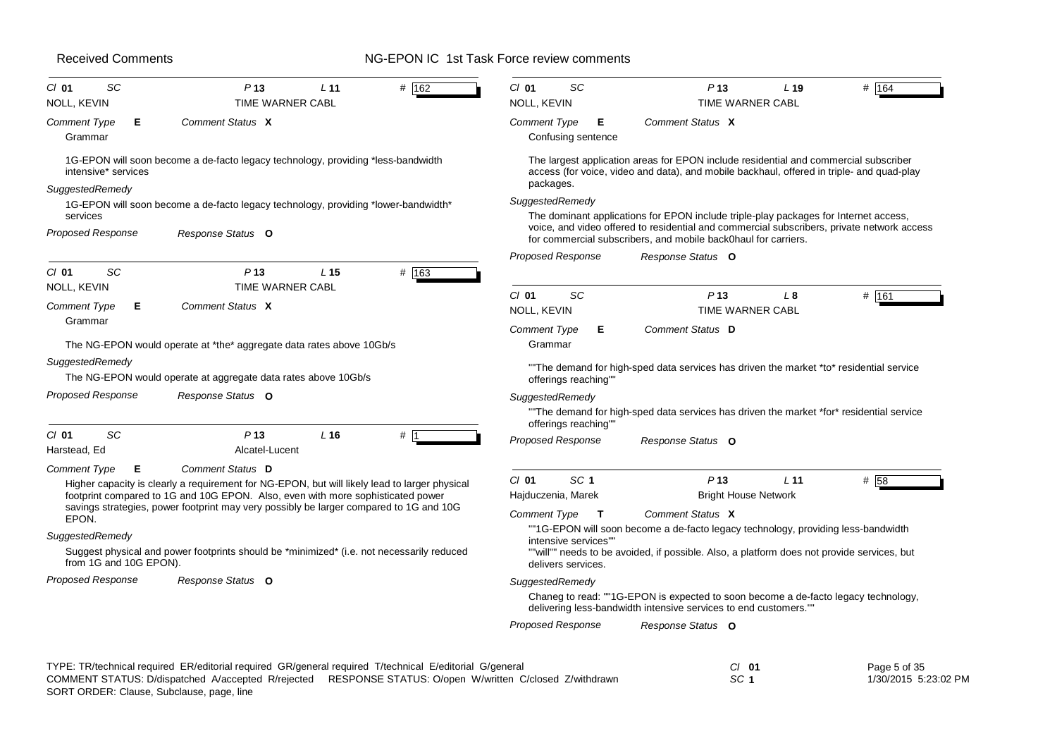**Received Comments** — **NG-EPON IC 1st Task Force review comments**

---

*Cl* **01** *SC* *P* **13** *L* **11** # **162**

NOLL, KEVIN — TIME WARNER CABL

*Comment Type* **E** *Comment Status* **X**

Grammar

1G-EPON will soon become a de-facto legacy technology, providing *less-bandwidth intensive* services

*SuggestedRemedy*

1G-EPON will soon become a de-facto legacy technology, providing *lower-bandwidth* services

*Proposed Response* *Response Status* **O**

---

*Cl* **01** *SC* *P* **13** *L* **15** # **163**

NOLL, KEVIN — TIME WARNER CABL

*Comment Type* **E** *Comment Status* **X**

Grammar

The NG-EPON would operate at *the* aggregate data rates above 10Gb/s

*SuggestedRemedy*

The NG-EPON would operate at aggregate data rates above 10Gb/s

*Proposed Response* *Response Status* **O**

---

*Cl* **01** *SC* *P* **13** *L* **16** # **1**

Harstead, Ed — Alcatel-Lucent

*Comment Type* **E** *Comment Status* **D**

Higher capacity is clearly a requirement for NG-EPON, but will likely lead to larger physical footprint compared to 1G and 10G EPON. Also, even with more sophisticated power savings strategies, power footprint may very possibly be larger compared to 1G and 10G EPON.

*SuggestedRemedy*

Suggest physical and power footprints should be *minimized* (i.e. not necessarily reduced from 1G and 10G EPON).

*Proposed Response* *Response Status* **O**

---

*Cl* **01** *SC* *P* **13** *L* **19** # **164**

NOLL, KEVIN — TIME WARNER CABL

*Comment Type* **E** *Comment Status* **X**

Confusing sentence

The largest application areas for EPON include residential and commercial subscriber access (for voice, video and data), and mobile backhaul, offered in triple- and quad-play packages.

*SuggestedRemedy*

The dominant applications for EPON include triple-play packages for Internet access, voice, and video offered to residential and commercial subscribers, private network access for commercial subscribers, and mobile back0haul for carriers.

*Proposed Response* *Response Status* **O**

---

*Cl* **01** *SC* *P* **13** *L* **8** # **161**

NOLL, KEVIN — TIME WARNER CABL

*Comment Type* **E** *Comment Status* **D**

Grammar

""The demand for high-sped data services has driven the market *to* residential service offerings reaching""

*SuggestedRemedy*

""The demand for high-sped data services has driven the market *for* residential service offerings reaching""

*Proposed Response* *Response Status* **O**

---

*Cl* **01** *SC* **1** *P* **13** *L* **11** # **58**

Hajduczenia, Marek — Bright House Network

*Comment Type* **T** *Comment Status* **X**

""1G-EPON will soon become a de-facto legacy technology, providing less-bandwidth intensive services""
""will"" needs to be avoided, if possible. Also, a platform does not provide services, but delivers services.

*SuggestedRemedy*

Chaneg to read: ""1G-EPON is expected to soon become a de-facto legacy technology, delivering less-bandwidth intensive services to end customers.""

*Proposed Response* *Response Status* **O**

---

TYPE: TR/technical required ER/editorial required GR/general required T/technical E/editorial G/general
COMMENT STATUS: D/dispatched A/accepted R/rejected RESPONSE STATUS: O/open W/written C/closed Z/withdrawn
SORT ORDER: Clause, Subclause, page, line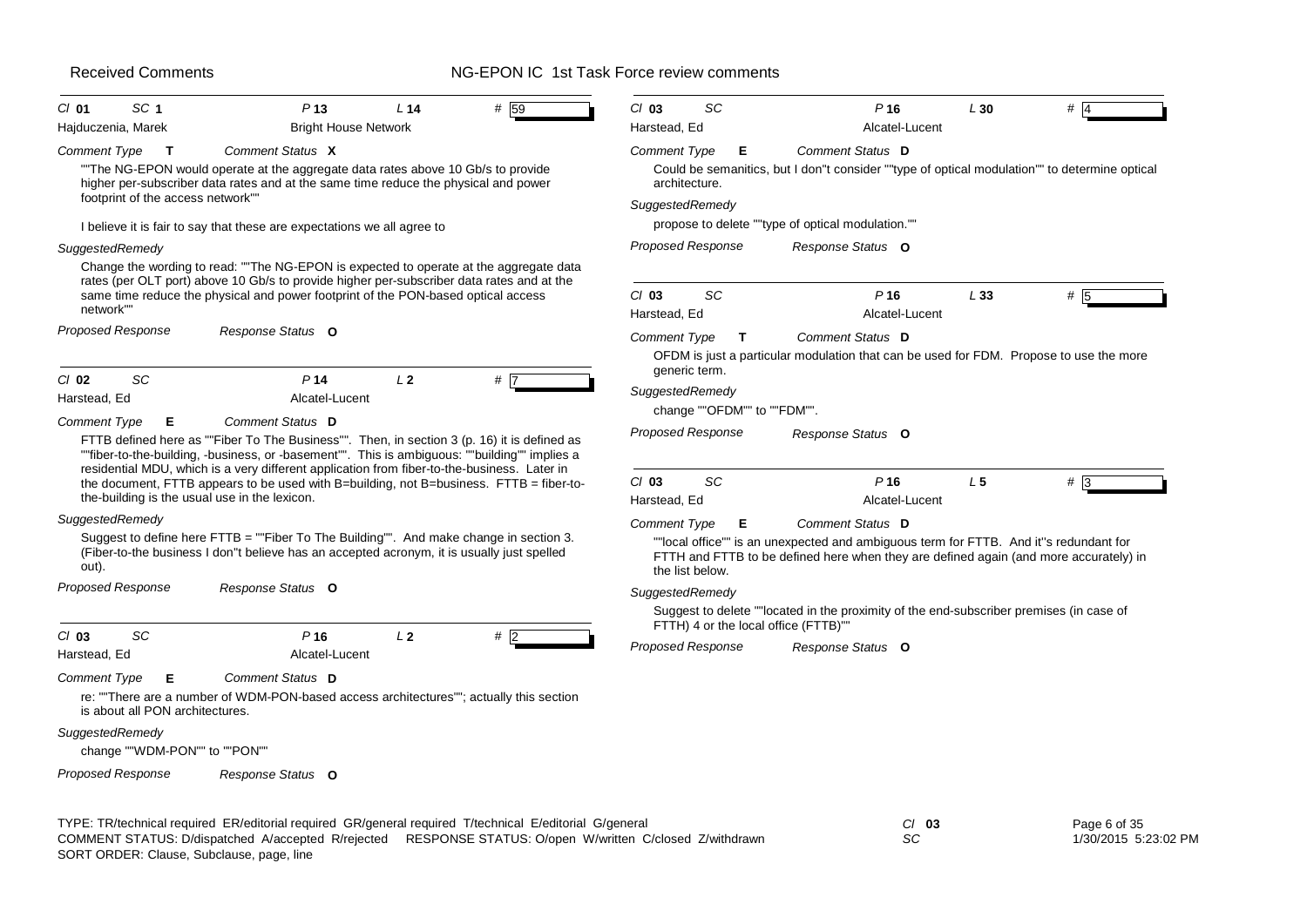**Cl 01 SC 1 P 13 L 14 # 59**
Hajduczenia, Marek — Bright House Network

*Comment Type* **T** *Comment Status* **X**

""The NG-EPON would operate at the aggregate data rates above 10 Gb/s to provide higher per-subscriber data rates and at the same time reduce the physical and power footprint of the access network""

I believe it is fair to say that these are expectations we all agree to

*SuggestedRemedy*

Change the wording to read: ""The NG-EPON is expected to operate at the aggregate data rates (per OLT port) above 10 Gb/s to provide higher per-subscriber data rates and at the same time reduce the physical and power footprint of the PON-based optical access network""

*Proposed Response* *Response Status* **O**

---

**Cl 02 SC P 14 L 2 # 7**
Harstead, Ed — Alcatel-Lucent

*Comment Type* **E** *Comment Status* **D**

FTTB defined here as ""Fiber To The Business"". Then, in section 3 (p. 16) it is defined as ""fiber-to-the-building, -business, or -basement"". This is ambiguous: ""building"" implies a residential MDU, which is a very different application from fiber-to-the-business. Later in the document, FTTB appears to be used with B=building, not B=business. FTTB = fiber-to-the-building is the usual use in the lexicon.

*SuggestedRemedy*

Suggest to define here FTTB = ""Fiber To The Building"". And make change in section 3. (Fiber-to-the business I don''t believe has an accepted acronym, it is usually just spelled out).

*Proposed Response* *Response Status* **O**

---

**Cl 03 SC P 16 L 2 # 2**
Harstead, Ed — Alcatel-Lucent

*Comment Type* **E** *Comment Status* **D**

re: ""There are a number of WDM-PON-based access architectures""; actually this section is about all PON architectures.

*SuggestedRemedy*

change ""WDM-PON"" to ""PON""

*Proposed Response* *Response Status* **O**

---

**Cl 03 SC P 16 L 30 # 4**
Harstead, Ed — Alcatel-Lucent

*Comment Type* **E** *Comment Status* **D**

Could be semanitics, but I don''t consider ""type of optical modulation"" to determine optical architecture.

*SuggestedRemedy*

propose to delete ""type of optical modulation.""

*Proposed Response* *Response Status* **O**

---

**Cl 03 SC P 16 L 33 # 5**
Harstead, Ed — Alcatel-Lucent

*Comment Type* **T** *Comment Status* **D**

OFDM is just a particular modulation that can be used for FDM. Propose to use the more generic term.

*SuggestedRemedy*

change ""OFDM"" to ""FDM"".

*Proposed Response* *Response Status* **O**

---

**Cl 03 SC P 16 L 5 # 3**
Harstead, Ed — Alcatel-Lucent

*Comment Type* **E** *Comment Status* **D**

""local office"" is an unexpected and ambiguous term for FTTB. And it''s redundant for FTTH and FTTB to be defined here when they are defined again (and more accurately) in the list below.

*SuggestedRemedy*

Suggest to delete ""located in the proximity of the end-subscriber premises (in case of FTTH) 4 or the local office (FTTB)""

*Proposed Response* *Response Status* **O**

---

TYPE: TR/technical required ER/editorial required GR/general required T/technical E/editorial G/general
COMMENT STATUS: D/dispatched A/accepted R/rejected RESPONSE STATUS: O/open W/written C/closed Z/withdrawn
SORT ORDER: Clause, Subclause, page, line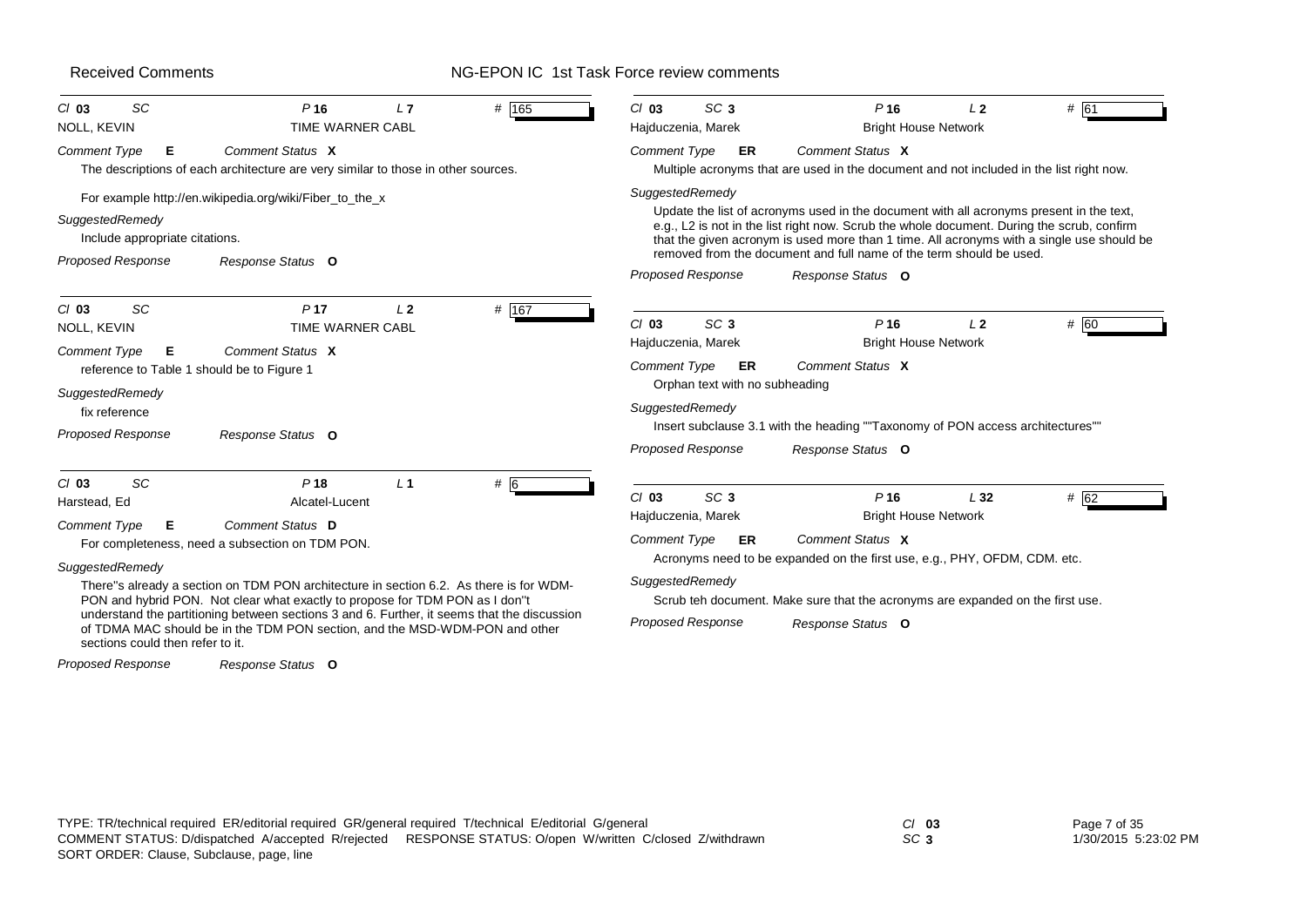## Received Comments — NG-EPON IC 1st Task Force review comments

---

**Cl** 03 **SC** SC **P** 16 **L** 7 **#** 165
NOLL, KEVIN — TIME WARNER CABL

*Comment Type* **E** *Comment Status* **X**

The descriptions of each architecture are very similar to those in other sources.

For example http://en.wikipedia.org/wiki/Fiber_to_the_x

*SuggestedRemedy*

Include appropriate citations.

*Proposed Response* *Response Status* **O**

---

**Cl** 03 **SC** SC **P** 17 **L** 2 **#** 167
NOLL, KEVIN — TIME WARNER CABL

*Comment Type* **E** *Comment Status* **X**

reference to Table 1 should be to Figure 1

*SuggestedRemedy*

fix reference

*Proposed Response* *Response Status* **O**

---

**Cl** 03 **SC** SC **P** 18 **L** 1 **#** 6
Harstead, Ed — Alcatel-Lucent

*Comment Type* **E** *Comment Status* **D**

For completeness, need a subsection on TDM PON.

*SuggestedRemedy*

There''s already a section on TDM PON architecture in section 6.2. As there is for WDM-PON and hybrid PON. Not clear what exactly to propose for TDM PON as I don''t understand the partitioning between sections 3 and 6. Further, it seems that the discussion of TDMA MAC should be in the TDM PON section, and the MSD-WDM-PON and other sections could then refer to it.

*Proposed Response* *Response Status* **O**

---

**Cl** 03 **SC** 3 **P** 16 **L** 2 **#** 61
Hajduczenia, Marek — Bright House Network

*Comment Type* **ER** *Comment Status* **X**

Multiple acronyms that are used in the document and not included in the list right now.

*SuggestedRemedy*

Update the list of acronyms used in the document with all acronyms present in the text, e.g., L2 is not in the list right now. Scrub the whole document. During the scrub, confirm that the given acronym is used more than 1 time. All acronyms with a single use should be removed from the document and full name of the term should be used.

*Proposed Response* *Response Status* **O**

---

**Cl** 03 **SC** 3 **P** 16 **L** 2 **#** 60
Hajduczenia, Marek — Bright House Network

*Comment Type* **ER** *Comment Status* **X**

Orphan text with no subheading

*SuggestedRemedy*

Insert subclause 3.1 with the heading ""Taxonomy of PON access architectures""

*Proposed Response* *Response Status* **O**

---

**Cl** 03 **SC** 3 **P** 16 **L** 32 **#** 62
Hajduczenia, Marek — Bright House Network

*Comment Type* **ER** *Comment Status* **X**

Acronyms need to be expanded on the first use, e.g., PHY, OFDM, CDM. etc.

*SuggestedRemedy*

Scrub teh document. Make sure that the acronyms are expanded on the first use.

*Proposed Response* *Response Status* **O**

---

TYPE: TR/technical required ER/editorial required GR/general required T/technical E/editorial G/general
COMMENT STATUS: D/dispatched A/accepted R/rejected RESPONSE STATUS: O/open W/written C/closed Z/withdrawn
SORT ORDER: Clause, Subclause, page, line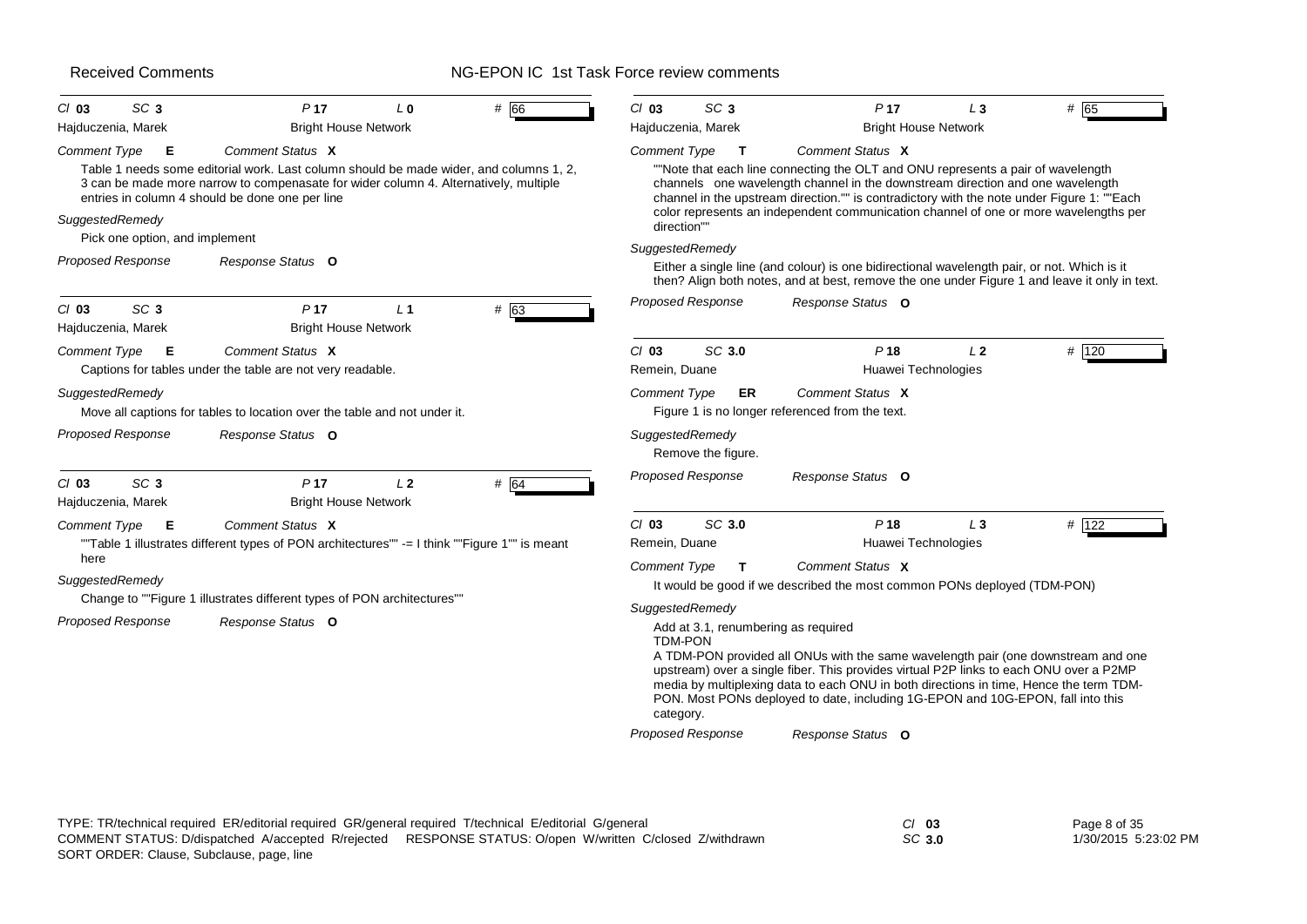**Cl** 03 **SC** 3 **P** 17 **L** 0 **#** 66

Hajduczenia, Marek — Bright House Network

*Comment Type* **E** *Comment Status* **X**

Table 1 needs some editorial work. Last column should be made wider, and columns 1, 2, 3 can be made more narrow to compenasate for wider column 4. Alternatively, multiple entries in column 4 should be done one per line

*SuggestedRemedy*

Pick one option, and implement

*Proposed Response* *Response Status* **O**

---

**Cl** 03 **SC** 3 **P** 17 **L** 1 **#** 63

Hajduczenia, Marek — Bright House Network

*Comment Type* **E** *Comment Status* **X**

Captions for tables under the table are not very readable.

*SuggestedRemedy*

Move all captions for tables to location over the table and not under it.

*Proposed Response* *Response Status* **O**

---

**Cl** 03 **SC** 3 **P** 17 **L** 2 **#** 64

Hajduczenia, Marek — Bright House Network

*Comment Type* **E** *Comment Status* **X**

""Table 1 illustrates different types of PON architectures"" -= I think ""Figure 1"" is meant here

*SuggestedRemedy*

Change to ""Figure 1 illustrates different types of PON architectures""

*Proposed Response* *Response Status* **O**

---

**Cl** 03 **SC** 3 **P** 17 **L** 3 **#** 65

Hajduczenia, Marek — Bright House Network

*Comment Type* **T** *Comment Status* **X**

""Note that each line connecting the OLT and ONU represents a pair of wavelength channels one wavelength channel in the downstream direction and one wavelength channel in the upstream direction."" is contradictory with the note under Figure 1: ""Each color represents an independent communication channel of one or more wavelengths per direction""

*SuggestedRemedy*

Either a single line (and colour) is one bidirectional wavelength pair, or not. Which is it then? Align both notes, and at best, remove the one under Figure 1 and leave it only in text.

*Proposed Response* *Response Status* **O**

---

**Cl** 03 **SC** 3.0 **P** 18 **L** 2 **#** 120

Remein, Duane — Huawei Technologies

*Comment Type* **ER** *Comment Status* **X**

Figure 1 is no longer referenced from the text.

*SuggestedRemedy*

Remove the figure.

*Proposed Response* *Response Status* **O**

---

**Cl** 03 **SC** 3.0 **P** 18 **L** 3 **#** 122

Remein, Duane — Huawei Technologies

*Comment Type* **T** *Comment Status* **X**

It would be good if we described the most common PONs deployed (TDM-PON)

*SuggestedRemedy*

Add at 3.1, renumbering as required

TDM-PON

A TDM-PON provided all ONUs with the same wavelength pair (one downstream and one upstream) over a single fiber. This provides virtual P2P links to each ONU over a P2MP media by multiplexing data to each ONU in both directions in time, Hence the term TDM-PON. Most PONs deployed to date, including 1G-EPON and 10G-EPON, fall into this category.

*Proposed Response* *Response Status* **O**

---

TYPE: TR/technical required ER/editorial required GR/general required T/technical E/editorial G/general
COMMENT STATUS: D/dispatched A/accepted R/rejected RESPONSE STATUS: O/open W/written C/closed Z/withdrawn
SORT ORDER: Clause, Subclause, page, line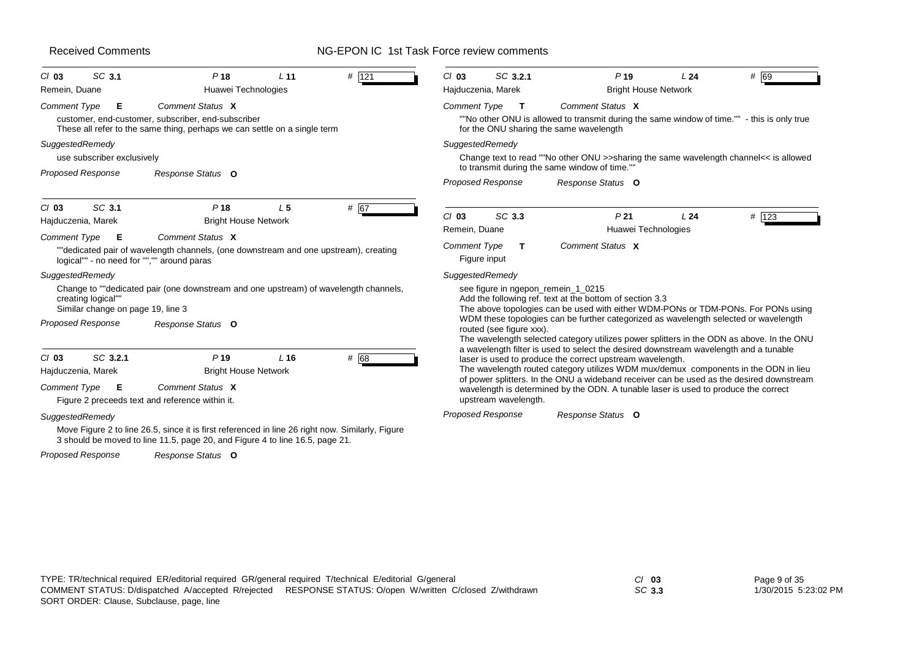Received Comments — NG-EPON IC 1st Task Force review comments

---

**Cl 03 SC 3.1 P 18 L 11 # 121**
Remein, Duane — Huawei Technologies

*Comment Type* **E** *Comment Status* **X**

customer, end-customer, subscriber, end-subscriber
These all refer to the same thing, perhaps we can settle on a single term

*SuggestedRemedy*

use subscriber exclusively

*Proposed Response* *Response Status* **O**

---

**Cl 03 SC 3.1 P 18 L 5 # 67**
Hajduczenia, Marek — Bright House Network

*Comment Type* **E** *Comment Status* **X**

""dedicated pair of wavelength channels, (one downstream and one upstream), creating logical"" - no need for "","" around paras

*SuggestedRemedy*

Change to ""dedicated pair (one downstream and one upstream) of wavelength channels, creating logical""
Similar change on page 19, line 3

*Proposed Response* *Response Status* **O**

---

**Cl 03 SC 3.2.1 P 19 L 16 # 68**
Hajduczenia, Marek — Bright House Network

*Comment Type* **E** *Comment Status* **X**

Figure 2 preceeds text and reference within it.

*SuggestedRemedy*

Move Figure 2 to line 26.5, since it is first referenced in line 26 right now. Similarly, Figure 3 should be moved to line 11.5, page 20, and Figure 4 to line 16.5, page 21.

*Proposed Response* *Response Status* **O**

---

**Cl 03 SC 3.2.1 P 19 L 24 # 69**
Hajduczenia, Marek — Bright House Network

*Comment Type* **T** *Comment Status* **X**

""No other ONU is allowed to transmit during the same window of time."" - this is only true for the ONU sharing the same wavelength

*SuggestedRemedy*

Change text to read ""No other ONU >>sharing the same wavelength channel<< is allowed to transmit during the same window of time.""

*Proposed Response* *Response Status* **O**

---

**Cl 03 SC 3.3 P 21 L 24 # 123**
Remein, Duane — Huawei Technologies

*Comment Type* **T** *Comment Status* **X**

Figure input

*SuggestedRemedy*

see figure in ngepon_remein_1_0215
Add the following ref. text at the bottom of section 3.3
The above topologies can be used with either WDM-PONs or TDM-PONs. For PONs using WDM these topologies can be further categorized as wavelength selected or wavelength routed (see figure xxx).
The wavelength selected category utilizes power splitters in the ODN as above. In the ONU a wavelength filter is used to select the desired downstream wavelength and a tunable laser is used to produce the correct upstream wavelength.
The wavelength routed category utilizes WDM mux/demux components in the ODN in lieu of power splitters. In the ONU a wideband receiver can be used as the desired downstream wavelength is determined by the ODN. A tunable laser is used to produce the correct upstream wavelength.

*Proposed Response* *Response Status* **O**

---

TYPE: TR/technical required ER/editorial required GR/general required T/technical E/editorial G/general
COMMENT STATUS: D/dispatched A/accepted R/rejected RESPONSE STATUS: O/open W/written C/closed Z/withdrawn
SORT ORDER: Clause, Subclause, page, line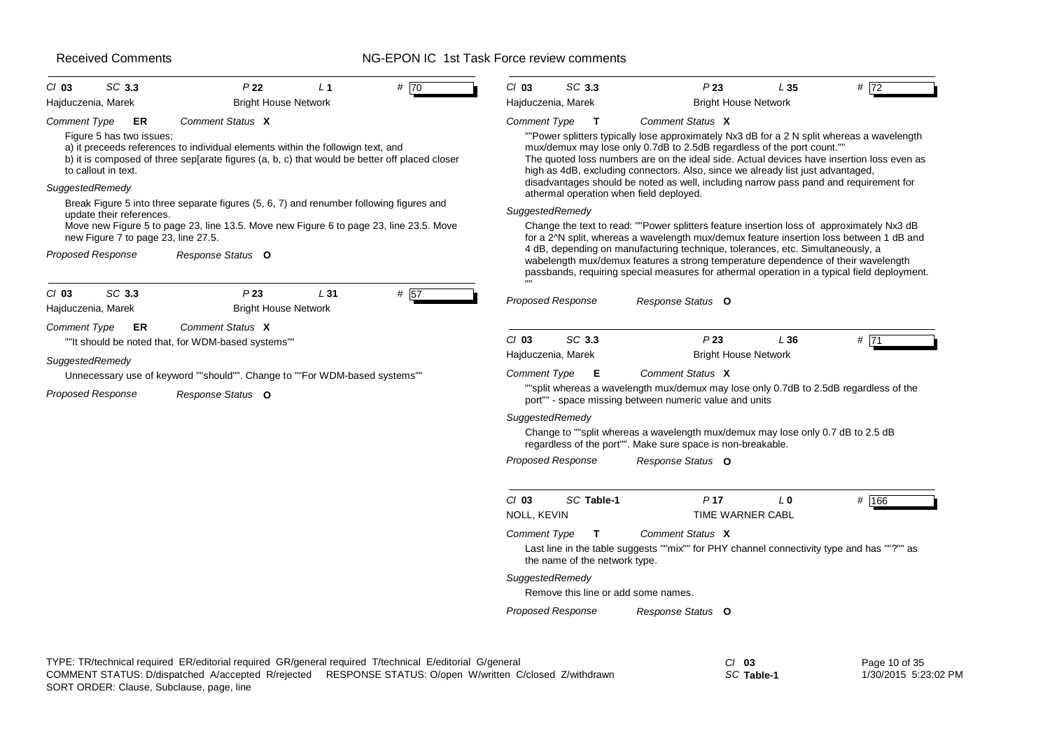Received Comments — NG-EPON IC 1st Task Force review comments

---

**Cl** 03 **SC** 3.3 **P** 22 **L** 1 **#** 70

Hajduczenia, Marek — Bright House Network

*Comment Type* **ER** *Comment Status* **X**

Figure 5 has two issues;
a) it preceeds references to individual elements within the followign text, and
b) it is composed of three sep[arate figures (a, b, c) that would be better off placed closer to callout in text.

*SuggestedRemedy*

Break Figure 5 into three separate figures (5, 6, 7) and renumber following figures and update their references.
Move new Figure 5 to page 23, line 13.5. Move new Figure 6 to page 23, line 23.5. Move new Figure 7 to page 23, line 27.5.

*Proposed Response* *Response Status* **O**

---

**Cl** 03 **SC** 3.3 **P** 23 **L** 31 **#** 57

Hajduczenia, Marek — Bright House Network

*Comment Type* **ER** *Comment Status* **X**

""It should be noted that, for WDM-based systems""

*SuggestedRemedy*

Unnecessary use of keyword ""should"". Change to ""For WDM-based systems""

*Proposed Response* *Response Status* **O**

---

**Cl** 03 **SC** 3.3 **P** 23 **L** 35 **#** 72

Hajduczenia, Marek — Bright House Network

*Comment Type* **T** *Comment Status* **X**

""Power splitters typically lose approximately Nx3 dB for a 2 N split whereas a wavelength mux/demux may lose only 0.7dB to 2.5dB regardless of the port count.""
The quoted loss numbers are on the ideal side. Actual devices have insertion loss even as high as 4dB, excluding connectors. Also, since we already list just advantaged, disadvantages should be noted as well, including narrow pass pand and requirement for athermal operation when field deployed.

*SuggestedRemedy*

Change the text to read: ""Power splitters feature insertion loss of approximately Nx3 dB for a 2^N split, whereas a wavelength mux/demux feature insertion loss between 1 dB and 4 dB, depending on manufacturing technique, tolerances, etc. Simultaneously, a wabelength mux/demux features a strong temperature dependence of their wavelength passbands, requiring special measures for athermal operation in a typical field deployment.""

*Proposed Response* *Response Status* **O**

---

**Cl** 03 **SC** 3.3 **P** 23 **L** 36 **#** 71

Hajduczenia, Marek — Bright House Network

*Comment Type* **E** *Comment Status* **X**

""split whereas a wavelength mux/demux may lose only 0.7dB to 2.5dB regardless of the port"" - space missing between numeric value and units

*SuggestedRemedy*

Change to ""split whereas a wavelength mux/demux may lose only 0.7 dB to 2.5 dB regardless of the port"". Make sure space is non-breakable.

*Proposed Response* *Response Status* **O**

---

**Cl** 03 **SC** Table-1 **P** 17 **L** 0 **#** 166

NOLL, KEVIN — TIME WARNER CABL

*Comment Type* **T** *Comment Status* **X**

Last line in the table suggests ""mix"" for PHY channel connectivity type and has ""?"" as the name of the network type.

*SuggestedRemedy*

Remove this line or add some names.

*Proposed Response* *Response Status* **O**

---

TYPE: TR/technical required ER/editorial required GR/general required T/technical E/editorial G/general
COMMENT STATUS: D/dispatched A/accepted R/rejected RESPONSE STATUS: O/open W/written C/closed Z/withdrawn
SORT ORDER: Clause, Subclause, page, line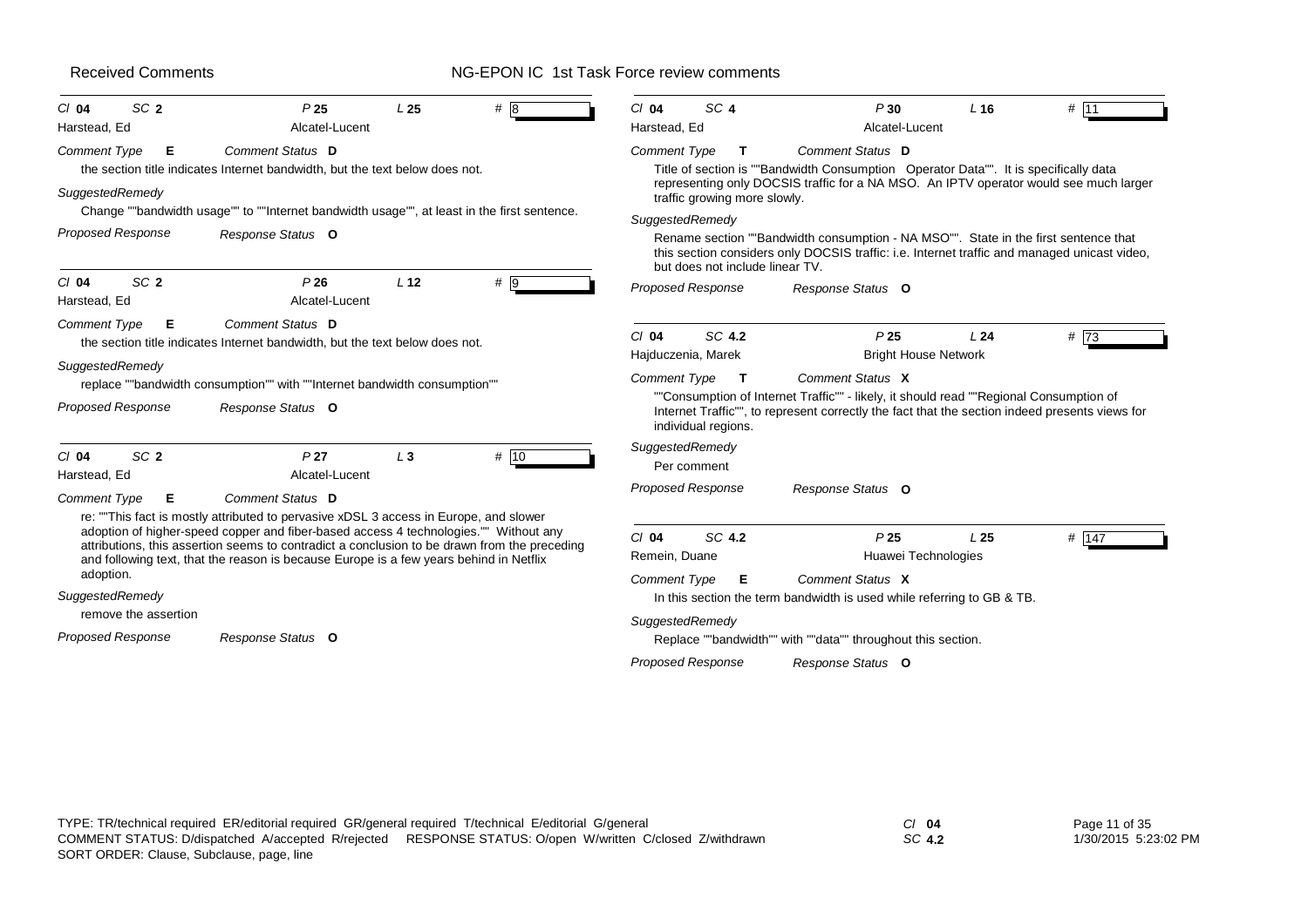Received Comments — NG-EPON IC 1st Task Force review comments

---

Cl **04** SC **2** P **25** L **25** # 8

Harstead, Ed — Alcatel-Lucent

*Comment Type* **E** *Comment Status* **D**

the section title indicates Internet bandwidth, but the text below does not.

*SuggestedRemedy*

Change ""bandwidth usage"" to ""Internet bandwidth usage"", at least in the first sentence.

*Proposed Response* *Response Status* **O**

---

Cl **04** SC **2** P **26** L **12** # 9

Harstead, Ed — Alcatel-Lucent

*Comment Type* **E** *Comment Status* **D**

the section title indicates Internet bandwidth, but the text below does not.

*SuggestedRemedy*

replace ""bandwidth consumption"" with ""Internet bandwidth consumption""

*Proposed Response* *Response Status* **O**

---

Cl **04** SC **2** P **27** L **3** # 10

Harstead, Ed — Alcatel-Lucent

*Comment Type* **E** *Comment Status* **D**

re: ""This fact is mostly attributed to pervasive xDSL 3 access in Europe, and slower adoption of higher-speed copper and fiber-based access 4 technologies."" Without any attributions, this assertion seems to contradict a conclusion to be drawn from the preceding and following text, that the reason is because Europe is a few years behind in Netflix adoption.

*SuggestedRemedy*

remove the assertion

*Proposed Response* *Response Status* **O**

---

Cl **04** SC **4** P **30** L **16** # 11

Harstead, Ed — Alcatel-Lucent

*Comment Type* **T** *Comment Status* **D**

Title of section is ""Bandwidth Consumption Operator Data"". It is specifically data representing only DOCSIS traffic for a NA MSO. An IPTV operator would see much larger traffic growing more slowly.

*SuggestedRemedy*

Rename section ""Bandwidth consumption - NA MSO"". State in the first sentence that this section considers only DOCSIS traffic: i.e. Internet traffic and managed unicast video, but does not include linear TV.

*Proposed Response* *Response Status* **O**

---

Cl **04** SC **4.2** P **25** L **24** # 73

Hajduczenia, Marek — Bright House Network

*Comment Type* **T** *Comment Status* **X**

""Consumption of Internet Traffic"" - likely, it should read ""Regional Consumption of Internet Traffic"", to represent correctly the fact that the section indeed presents views for individual regions.

*SuggestedRemedy*

Per comment

*Proposed Response* *Response Status* **O**

---

Cl **04** SC **4.2** P **25** L **25** # 147

Remein, Duane — Huawei Technologies

*Comment Type* **E** *Comment Status* **X**

In this section the term bandwidth is used while referring to GB & TB.

*SuggestedRemedy*

Replace ""bandwidth"" with ""data"" throughout this section.

*Proposed Response* *Response Status* **O**

---

TYPE: TR/technical required ER/editorial required GR/general required T/technical E/editorial G/general
COMMENT STATUS: D/dispatched A/accepted R/rejected RESPONSE STATUS: O/open W/written C/closed Z/withdrawn
SORT ORDER: Clause, Subclause, page, line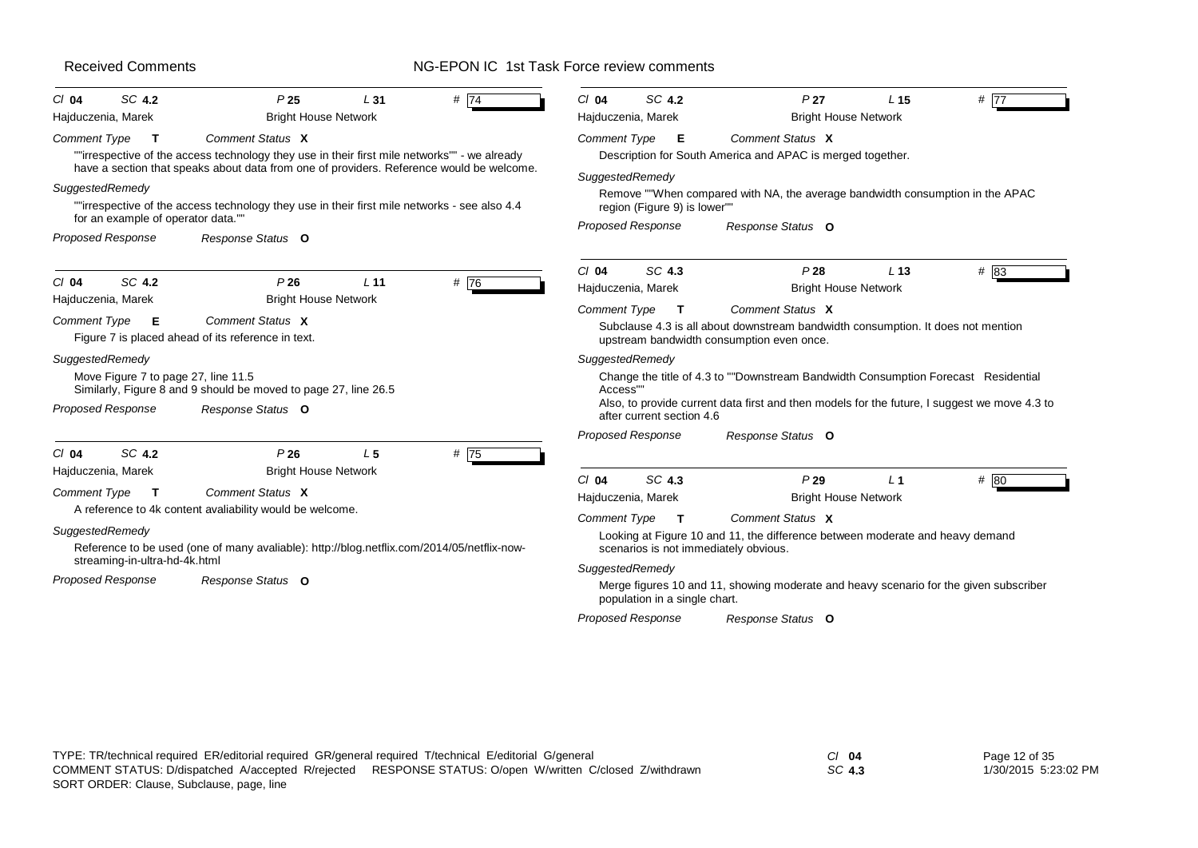Cl **04** SC **4.2** P **25** L **31** # 74

Hajduczenia, Marek — Bright House Network

*Comment Type* **T** *Comment Status* **X**

""irrespective of the access technology they use in their first mile networks"" - we already have a section that speaks about data from one of providers. Reference would be welcome.

*SuggestedRemedy*

""irrespective of the access technology they use in their first mile networks - see also 4.4 for an example of operator data.""

*Proposed Response* *Response Status* **O**

---

Cl **04** SC **4.2** P **26** L **11** # 76

Hajduczenia, Marek — Bright House Network

*Comment Type* **E** *Comment Status* **X**

Figure 7 is placed ahead of its reference in text.

*SuggestedRemedy*

Move Figure 7 to page 27, line 11.5
Similarly, Figure 8 and 9 should be moved to page 27, line 26.5

*Proposed Response* *Response Status* **O**

---

Cl **04** SC **4.2** P **26** L **5** # 75

Hajduczenia, Marek — Bright House Network

*Comment Type* **T** *Comment Status* **X**

A reference to 4k content avaliability would be welcome.

*SuggestedRemedy*

Reference to be used (one of many avaliable): http://blog.netflix.com/2014/05/netflix-now-streaming-in-ultra-hd-4k.html

*Proposed Response* *Response Status* **O**

---

Cl **04** SC **4.2** P **27** L **15** # 77

Hajduczenia, Marek — Bright House Network

*Comment Type* **E** *Comment Status* **X**

Description for South America and APAC is merged together.

*SuggestedRemedy*

Remove ""When compared with NA, the average bandwidth consumption in the APAC region (Figure 9) is lower""

*Proposed Response* *Response Status* **O**

---

Cl **04** SC **4.3** P **28** L **13** # 83

Hajduczenia, Marek — Bright House Network

*Comment Type* **T** *Comment Status* **X**

Subclause 4.3 is all about downstream bandwidth consumption. It does not mention upstream bandwidth consumption even once.

*SuggestedRemedy*

Change the title of 4.3 to ""Downstream Bandwidth Consumption Forecast Residential Access""
Also, to provide current data first and then models for the future, I suggest we move 4.3 to after current section 4.6

*Proposed Response* *Response Status* **O**

---

Cl **04** SC **4.3** P **29** L **1** # 80

Hajduczenia, Marek — Bright House Network

*Comment Type* **T** *Comment Status* **X**

Looking at Figure 10 and 11, the difference between moderate and heavy demand scenarios is not immediately obvious.

*SuggestedRemedy*

Merge figures 10 and 11, showing moderate and heavy scenario for the given subscriber population in a single chart.

*Proposed Response* *Response Status* **O**

---

TYPE: TR/technical required ER/editorial required GR/general required T/technical E/editorial G/general
COMMENT STATUS: D/dispatched A/accepted R/rejected RESPONSE STATUS: O/open W/written C/closed Z/withdrawn
SORT ORDER: Clause, Subclause, page, line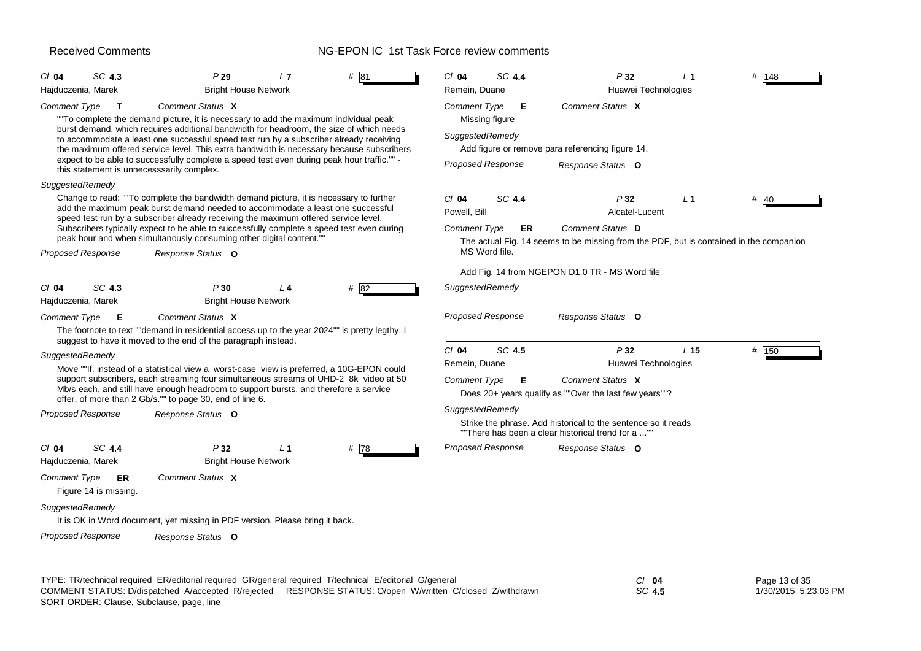Received Comments — NG-EPON IC 1st Task Force review comments

---

Cl **04** SC **4.3** P **29** L **7** # **81**

Hajduczenia, Marek — Bright House Network

*Comment Type* **T** *Comment Status* **X**

""To complete the demand picture, it is necessary to add the maximum individual peak burst demand, which requires additional bandwidth for headroom, the size of which needs to accommodate a least one successful speed test run by a subscriber already receiving the maximum offered service level. This extra bandwidth is necessary because subscribers expect to be able to successfully complete a speed test even during peak hour traffic."" - this statement is unnecesssarily complex.

*SuggestedRemedy*

Change to read: ""To complete the bandwidth demand picture, it is necessary to further add the maximum peak burst demand needed to accommodate a least one successful speed test run by a subscriber already receiving the maximum offered service level. Subscribers typically expect to be able to successfully complete a speed test even during peak hour and when simultanously consuming other digital content.""

*Proposed Response* *Response Status* **O**

---

Cl **04** SC **4.3** P **30** L **4** # **82**

Hajduczenia, Marek — Bright House Network

*Comment Type* **E** *Comment Status* **X**

The footnote to text ""demand in residential access up to the year 2024"" is pretty legthy. I suggest to have it moved to the end of the paragraph instead.

*SuggestedRemedy*

Move ""If, instead of a statistical view a worst-case view is preferred, a 10G-EPON could support subscribers, each streaming four simultaneous streams of UHD-2 8k video at 50 Mb/s each, and still have enough headroom to support bursts, and therefore a service offer, of more than 2 Gb/s."" to page 30, end of line 6.

*Proposed Response* *Response Status* **O**

---

Cl **04** SC **4.4** P **32** L **1** # **78**

Hajduczenia, Marek — Bright House Network

*Comment Type* **ER** *Comment Status* **X**

Figure 14 is missing.

*SuggestedRemedy*

It is OK in Word document, yet missing in PDF version. Please bring it back.

*Proposed Response* *Response Status* **O**

---

Cl **04** SC **4.4** P **32** L **1** # **148**

Remein, Duane — Huawei Technologies

*Comment Type* **E** *Comment Status* **X**

Missing figure

*SuggestedRemedy*

Add figure or remove para referencing figure 14.

*Proposed Response* *Response Status* **O**

---

Cl **04** SC **4.4** P **32** L **1** # **40**

Powell, Bill — Alcatel-Lucent

*Comment Type* **ER** *Comment Status* **D**

The actual Fig. 14 seems to be missing from the PDF, but is contained in the companion MS Word file.

Add Fig. 14 from NGEPON D1.0 TR - MS Word file

*SuggestedRemedy*

*Proposed Response* *Response Status* **O**

---

Cl **04** SC **4.5** P **32** L **15** # **150**

Remein, Duane — Huawei Technologies

*Comment Type* **E** *Comment Status* **X**

Does 20+ years qualify as ""Over the last few years""?

*SuggestedRemedy*

Strike the phrase. Add historical to the sentence so it reads ""There has been a clear historical trend for a ...""

*Proposed Response* *Response Status* **O**

---

TYPE: TR/technical required ER/editorial required GR/general required T/technical E/editorial G/general
COMMENT STATUS: D/dispatched A/accepted R/rejected RESPONSE STATUS: O/open W/written C/closed Z/withdrawn
SORT ORDER: Clause, Subclause, page, line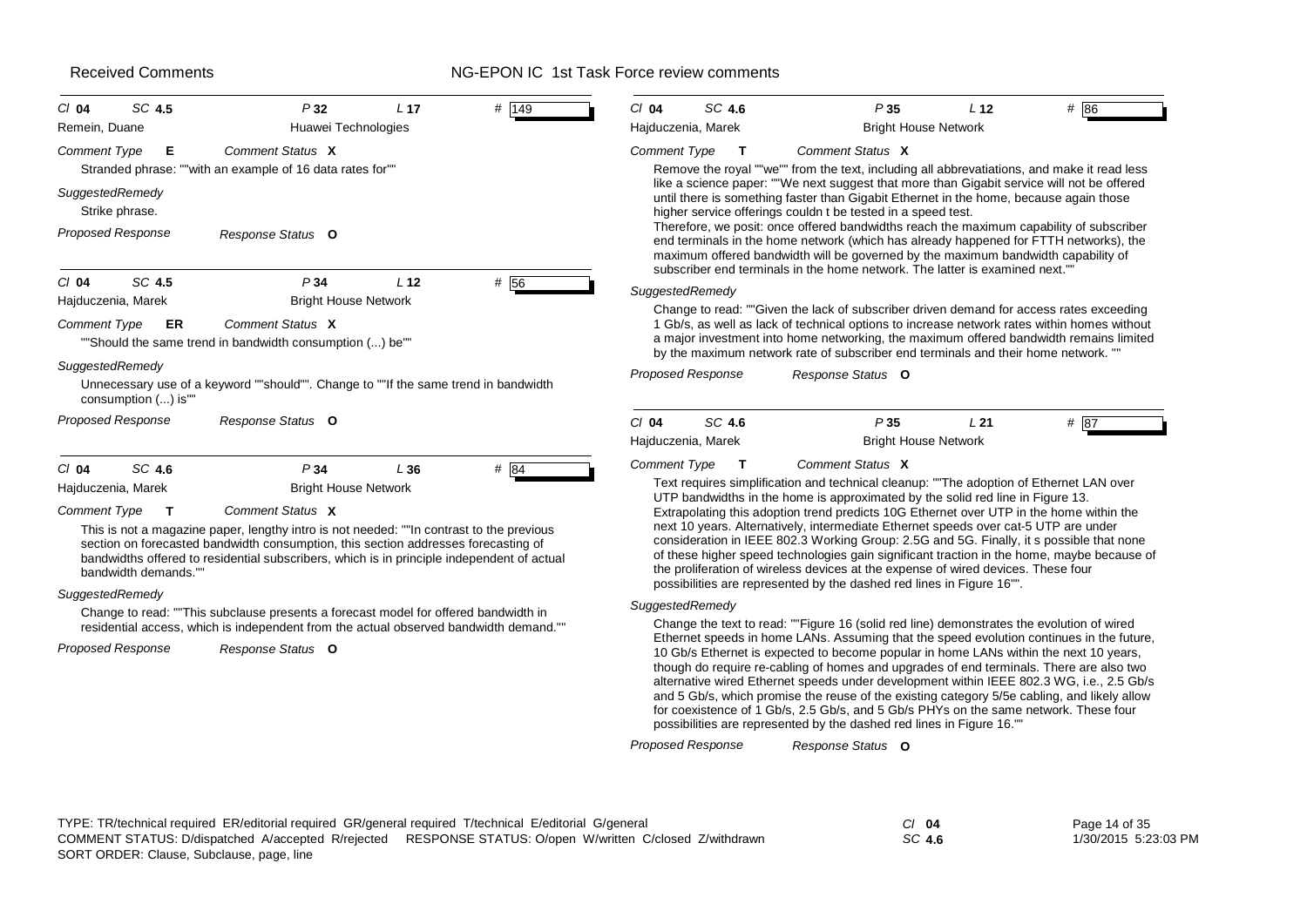**Cl 04 SC 4.5 P 32 L 17 # 149**

Remein, Duane — Huawei Technologies

*Comment Type* **E** — *Comment Status* **X**

Stranded phrase: ""with an example of 16 data rates for""

*SuggestedRemedy*

Strike phrase.

*Proposed Response* — *Response Status* **O**

---

**Cl 04 SC 4.5 P 34 L 12 # 56**

Hajduczenia, Marek — Bright House Network

*Comment Type* **ER** — *Comment Status* **X**

""Should the same trend in bandwidth consumption (...) be""

*SuggestedRemedy*

Unnecessary use of a keyword ""should"". Change to ""If the same trend in bandwidth consumption (...) is""

*Proposed Response* — *Response Status* **O**

---

**Cl 04 SC 4.6 P 34 L 36 # 84**

Hajduczenia, Marek — Bright House Network

*Comment Type* **T** — *Comment Status* **X**

This is not a magazine paper, lengthy intro is not needed: ""In contrast to the previous section on forecasted bandwidth consumption, this section addresses forecasting of bandwidths offered to residential subscribers, which is in principle independent of actual bandwidth demands.""

*SuggestedRemedy*

Change to read: ""This subclause presents a forecast model for offered bandwidth in residential access, which is independent from the actual observed bandwidth demand.""

*Proposed Response* — *Response Status* **O**

---

**Cl 04 SC 4.6 P 35 L 12 # 86**

Hajduczenia, Marek — Bright House Network

*Comment Type* **T** — *Comment Status* **X**

Remove the royal ""we"" from the text, including all abbrevatiations, and make it read less like a science paper: ""We next suggest that more than Gigabit service will not be offered until there is something faster than Gigabit Ethernet in the home, because again those higher service offerings couldn t be tested in a speed test.
Therefore, we posit: once offered bandwidths reach the maximum capability of subscriber end terminals in the home network (which has already happened for FTTH networks), the maximum offered bandwidth will be governed by the maximum bandwidth capability of subscriber end terminals in the home network. The latter is examined next.""

*SuggestedRemedy*

Change to read: ""Given the lack of subscriber driven demand for access rates exceeding 1 Gb/s, as well as lack of technical options to increase network rates within homes without a major investment into home networking, the maximum offered bandwidth remains limited by the maximum network rate of subscriber end terminals and their home network. ""

*Proposed Response* — *Response Status* **O**

---

**Cl 04 SC 4.6 P 35 L 21 # 87**

Hajduczenia, Marek — Bright House Network

*Comment Type* **T** — *Comment Status* **X**

Text requires simplification and technical cleanup: ""The adoption of Ethernet LAN over UTP bandwidths in the home is approximated by the solid red line in Figure 13. Extrapolating this adoption trend predicts 10G Ethernet over UTP in the home within the next 10 years. Alternatively, intermediate Ethernet speeds over cat-5 UTP are under consideration in IEEE 802.3 Working Group: 2.5G and 5G. Finally, it s possible that none of these higher speed technologies gain significant traction in the home, maybe because of the proliferation of wireless devices at the expense of wired devices. These four possibilities are represented by the dashed red lines in Figure 16"".

*SuggestedRemedy*

Change the text to read: ""Figure 16 (solid red line) demonstrates the evolution of wired Ethernet speeds in home LANs. Assuming that the speed evolution continues in the future, 10 Gb/s Ethernet is expected to become popular in home LANs within the next 10 years, though do require re-cabling of homes and upgrades of end terminals. There are also two alternative wired Ethernet speeds under development within IEEE 802.3 WG, i.e., 2.5 Gb/s and 5 Gb/s, which promise the reuse of the existing category 5/5e cabling, and likely allow for coexistence of 1 Gb/s, 2.5 Gb/s, and 5 Gb/s PHYs on the same network. These four possibilities are represented by the dashed red lines in Figure 16.""

*Proposed Response* — *Response Status* **O**

---

TYPE: TR/technical required ER/editorial required GR/general required T/technical E/editorial G/general
COMMENT STATUS: D/dispatched A/accepted R/rejected RESPONSE STATUS: O/open W/written C/closed Z/withdrawn
SORT ORDER: Clause, Subclause, page, line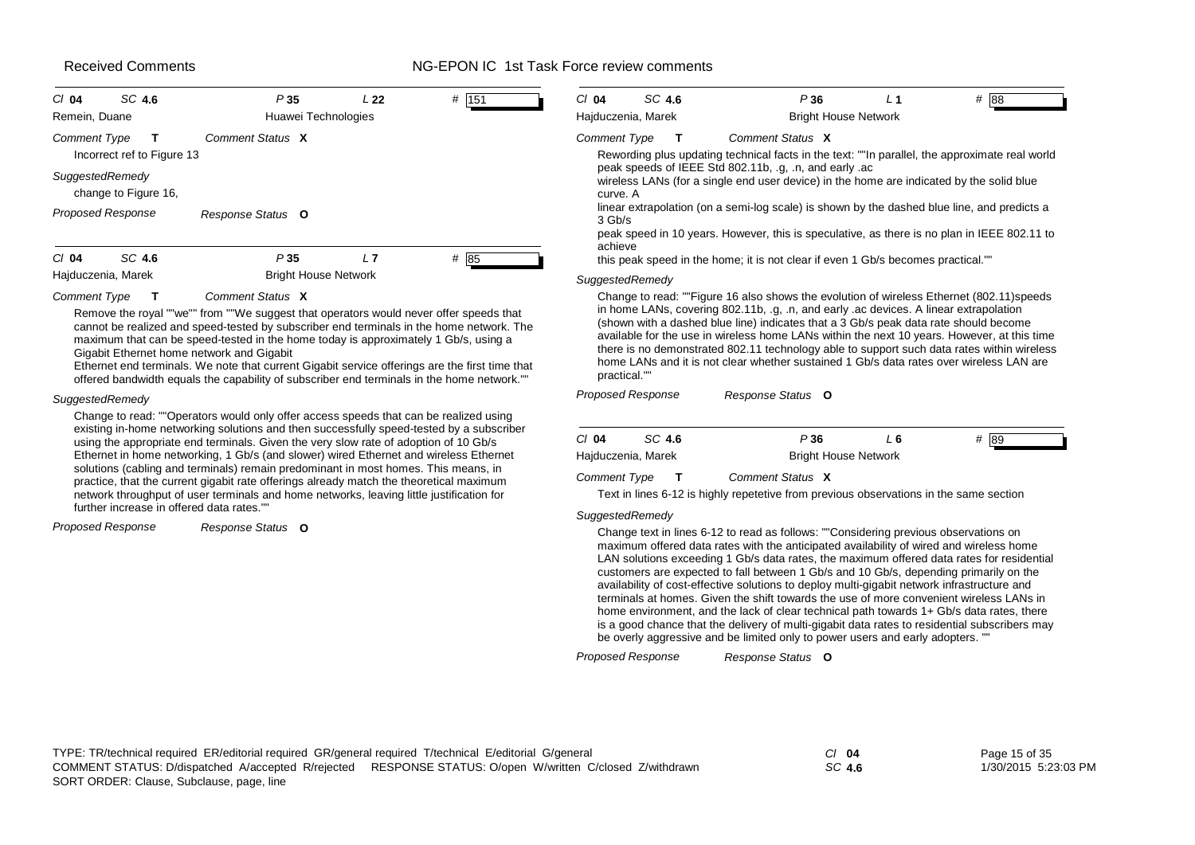**Cl 04 SC 4.6 P 35 L 22 # 151**

Remein, Duane — Huawei Technologies

*Comment Type* **T** — *Comment Status* **X**

Incorrect ref to Figure 13

*SuggestedRemedy*

change to Figure 16,

*Proposed Response* — *Response Status* **O**

---

**Cl 04 SC 4.6 P 35 L 7 # 85**

Hajduczenia, Marek — Bright House Network

*Comment Type* **T** — *Comment Status* **X**

Remove the royal ""we"" from ""We suggest that operators would never offer speeds that cannot be realized and speed-tested by subscriber end terminals in the home network. The maximum that can be speed-tested in the home today is approximately 1 Gb/s, using a Gigabit Ethernet home network and Gigabit
Ethernet end terminals. We note that current Gigabit service offerings are the first time that offered bandwidth equals the capability of subscriber end terminals in the home network.""

*SuggestedRemedy*

Change to read: ""Operators would only offer access speeds that can be realized using existing in-home networking solutions and then successfully speed-tested by a subscriber using the appropriate end terminals. Given the very slow rate of adoption of 10 Gb/s Ethernet in home networking, 1 Gb/s (and slower) wired Ethernet and wireless Ethernet solutions (cabling and terminals) remain predominant in most homes. This means, in practice, that the current gigabit rate offerings already match the theoretical maximum network throughput of user terminals and home networks, leaving little justification for further increase in offered data rates.""

*Proposed Response* — *Response Status* **O**

---

**Cl 04 SC 4.6 P 36 L 1 # 88**

Hajduczenia, Marek — Bright House Network

*Comment Type* **T** — *Comment Status* **X**

Rewording plus updating technical facts in the text: ""In parallel, the approximate real world peak speeds of IEEE Std 802.11b, .g, .n, and early .ac
wireless LANs (for a single end user device) in the home are indicated by the solid blue curve. A
linear extrapolation (on a semi-log scale) is shown by the dashed blue line, and predicts a 3 Gb/s
peak speed in 10 years. However, this is speculative, as there is no plan in IEEE 802.11 to achieve
this peak speed in the home; it is not clear if even 1 Gb/s becomes practical.""

*SuggestedRemedy*

Change to read: ""Figure 16 also shows the evolution of wireless Ethernet (802.11)speeds in home LANs, covering 802.11b, .g, .n, and early .ac devices. A linear extrapolation (shown with a dashed blue line) indicates that a 3 Gb/s peak data rate should become available for the use in wireless home LANs within the next 10 years. However, at this time there is no demonstrated 802.11 technology able to support such data rates within wireless home LANs and it is not clear whether sustained 1 Gb/s data rates over wireless LAN are practical.""

*Proposed Response* — *Response Status* **O**

---

**Cl 04 SC 4.6 P 36 L 6 # 89**

Hajduczenia, Marek — Bright House Network

*Comment Type* **T** — *Comment Status* **X**

Text in lines 6-12 is highly repetetive from previous observations in the same section

*SuggestedRemedy*

Change text in lines 6-12 to read as follows: ""Considering previous observations on maximum offered data rates with the anticipated availability of wired and wireless home LAN solutions exceeding 1 Gb/s data rates, the maximum offered data rates for residential customers are expected to fall between 1 Gb/s and 10 Gb/s, depending primarily on the availability of cost-effective solutions to deploy multi-gigabit network infrastructure and terminals at homes. Given the shift towards the use of more convenient wireless LANs in home environment, and the lack of clear technical path towards 1+ Gb/s data rates, there is a good chance that the delivery of multi-gigabit data rates to residential subscribers may be overly aggressive and be limited only to power users and early adopters. ""

*Proposed Response* — *Response Status* **O**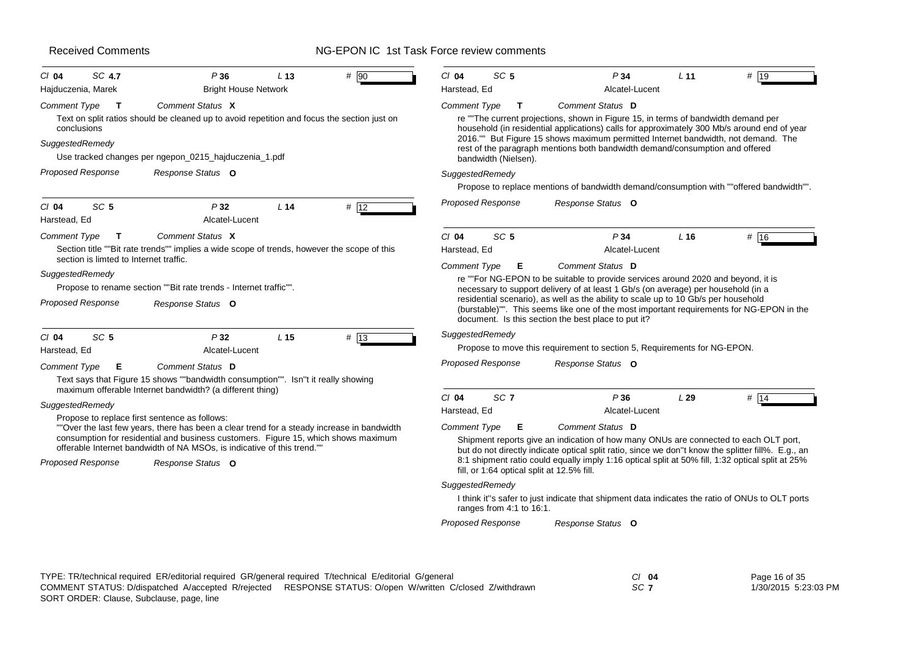**Cl 04 SC 4.7 P 36 L 13 # 90**
Hajduczenia, Marek — Bright House Network

*Comment Type* **T** — *Comment Status* **X**

Text on split ratios should be cleaned up to avoid repetition and focus the section just on conclusions

*SuggestedRemedy*

Use tracked changes per ngepon_0215_hajduczenia_1.pdf

*Proposed Response* — *Response Status* **O**

---

**Cl 04 SC 5 P 32 L 14 # 12**
Harstead, Ed — Alcatel-Lucent

*Comment Type* **T** — *Comment Status* **X**

Section title ""Bit rate trends"" implies a wide scope of trends, however the scope of this section is limted to Internet traffic.

*SuggestedRemedy*

Propose to rename section ""Bit rate trends - Internet traffic"".

*Proposed Response* — *Response Status* **O**

---

**Cl 04 SC 5 P 32 L 15 # 13**
Harstead, Ed — Alcatel-Lucent

*Comment Type* **E** — *Comment Status* **D**

Text says that Figure 15 shows ""bandwidth consumption"". Isn''t it really showing maximum offerable Internet bandwidth? (a different thing)

*SuggestedRemedy*

Propose to replace first sentence as follows:
""Over the last few years, there has been a clear trend for a steady increase in bandwidth consumption for residential and business customers. Figure 15, which shows maximum offerable Internet bandwidth of NA MSOs, is indicative of this trend.""

*Proposed Response* — *Response Status* **O**

---

**Cl 04 SC 5 P 34 L 11 # 19**
Harstead, Ed — Alcatel-Lucent

*Comment Type* **T** — *Comment Status* **D**

re ""The current projections, shown in Figure 15, in terms of bandwidth demand per household (in residential applications) calls for approximately 300 Mb/s around end of year 2016."" But Figure 15 shows maximum permitted Internet bandwidth, not demand. The rest of the paragraph mentions both bandwidth demand/consumption and offered bandwidth (Nielsen).

*SuggestedRemedy*

Propose to replace mentions of bandwidth demand/consumption with ""offered bandwidth"".

*Proposed Response* — *Response Status* **O**

---

**Cl 04 SC 5 P 34 L 16 # 16**
Harstead, Ed — Alcatel-Lucent

*Comment Type* **E** — *Comment Status* **D**

re ""For NG-EPON to be suitable to provide services around 2020 and beyond, it is necessary to support delivery of at least 1 Gb/s (on average) per household (in a residential scenario), as well as the ability to scale up to 10 Gb/s per household (burstable)"". This seems like one of the most important requirements for NG-EPON in the document. Is this section the best place to put it?

*SuggestedRemedy*

Propose to move this requirement to section 5, Requirements for NG-EPON.

*Proposed Response* — *Response Status* **O**

---

**Cl 04 SC 7 P 36 L 29 # 14**
Harstead, Ed — Alcatel-Lucent

*Comment Type* **E** — *Comment Status* **D**

Shipment reports give an indication of how many ONUs are connected to each OLT port, but do not directly indicate optical split ratio, since we don''t know the splitter fill%. E.g., an 8:1 shipment ratio could equally imply 1:16 optical split at 50% fill, 1:32 optical split at 25% fill, or 1:64 optical split at 12.5% fill.

*SuggestedRemedy*

I think it''s safer to just indicate that shipment data indicates the ratio of ONUs to OLT ports ranges from 4:1 to 16:1.

*Proposed Response* — *Response Status* **O**

---

TYPE: TR/technical required ER/editorial required GR/general required T/technical E/editorial G/general
COMMENT STATUS: D/dispatched A/accepted R/rejected RESPONSE STATUS: O/open W/written C/closed Z/withdrawn
SORT ORDER: Clause, Subclause, page, line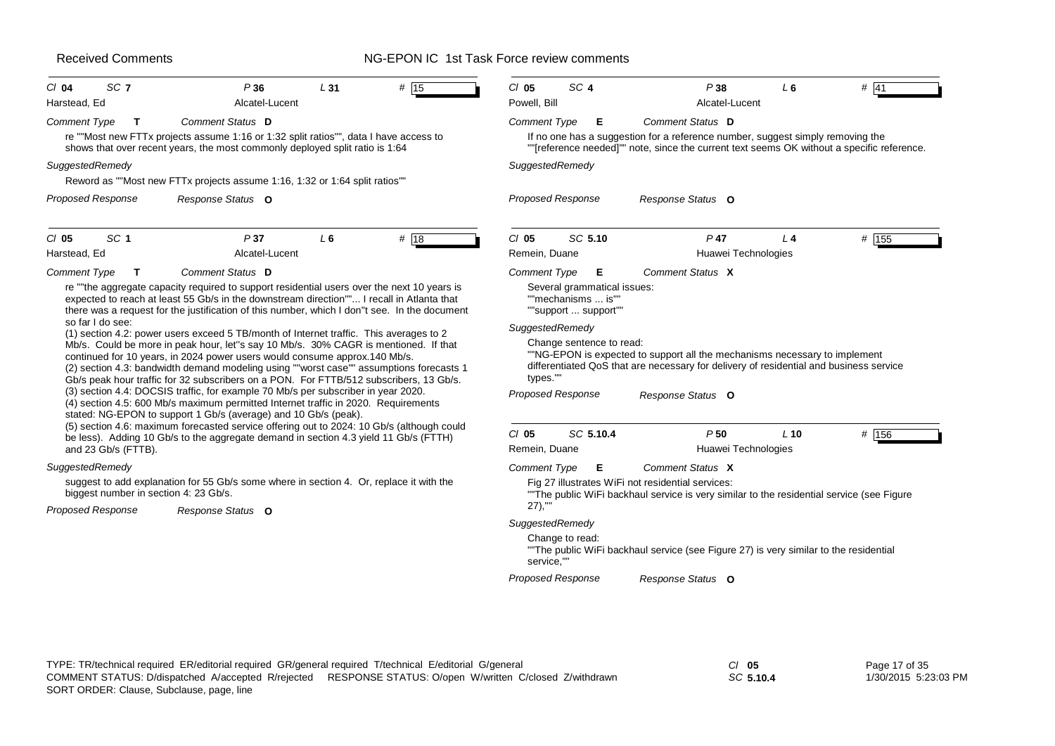**Received Comments** — NG-EPON IC 1st Task Force review comments

---

**Cl 04 SC 7 P 36 L 31 # 15**
Harstead, Ed — Alcatel-Lucent

*Comment Type* **T** *Comment Status* **D**

re ""Most new FTTx projects assume 1:16 or 1:32 split ratios"", data I have access to shows that over recent years, the most commonly deployed split ratio is 1:64

*SuggestedRemedy*

Reword as ""Most new FTTx projects assume 1:16, 1:32 or 1:64 split ratios""

*Proposed Response* *Response Status* **O**

---

**Cl 05 SC 1 P 37 L 6 # 18**
Harstead, Ed — Alcatel-Lucent

*Comment Type* **T** *Comment Status* **D**

re ""the aggregate capacity required to support residential users over the next 10 years is expected to reach at least 55 Gb/s in the downstream direction""... I recall in Atlanta that there was a request for the justification of this number, which I don''t see. In the document so far I do see:
(1) section 4.2: power users exceed 5 TB/month of Internet traffic. This averages to 2 Mb/s. Could be more in peak hour, let''s say 10 Mb/s. 30% CAGR is mentioned. If that continued for 10 years, in 2024 power users would consume approx.140 Mb/s.
(2) section 4.3: bandwidth demand modeling using ""worst case"" assumptions forecasts 1 Gb/s peak hour traffic for 32 subscribers on a PON. For FTTB/512 subscribers, 13 Gb/s.
(3) section 4.4: DOCSIS traffic, for example 70 Mb/s per subscriber in year 2020.
(4) section 4.5: 600 Mb/s maximum permitted Internet traffic in 2020. Requirements stated: NG-EPON to support 1 Gb/s (average) and 10 Gb/s (peak).
(5) section 4.6: maximum forecasted service offering out to 2024: 10 Gb/s (although could be less). Adding 10 Gb/s to the aggregate demand in section 4.3 yield 11 Gb/s (FTTH) and 23 Gb/s (FTTB).

*SuggestedRemedy*

suggest to add explanation for 55 Gb/s some where in section 4. Or, replace it with the biggest number in section 4: 23 Gb/s.

*Proposed Response* *Response Status* **O**

---

**Cl 05 SC 4 P 38 L 6 # 41**
Powell, Bill — Alcatel-Lucent

*Comment Type* **E** *Comment Status* **D**

If no one has a suggestion for a reference number, suggest simply removing the ""[reference needed]"" note, since the current text seems OK without a specific reference.

*SuggestedRemedy*

*Proposed Response* *Response Status* **O**

---

**Cl 05 SC 5.10 P 47 L 4 # 155**
Remein, Duane — Huawei Technologies

*Comment Type* **E** *Comment Status* **X**

Several grammatical issues:
""mechanisms ... is""
""support ... support""

*SuggestedRemedy*

Change sentence to read:
""NG-EPON is expected to support all the mechanisms necessary to implement differentiated QoS that are necessary for delivery of residential and business service types.""

*Proposed Response* *Response Status* **O**

---

**Cl 05 SC 5.10.4 P 50 L 10 # 156**
Remein, Duane — Huawei Technologies

*Comment Type* **E** *Comment Status* **X**

Fig 27 illustrates WiFi not residential services:
""The public WiFi backhaul service is very similar to the residential service (see Figure 27),""

*SuggestedRemedy*

Change to read:
""The public WiFi backhaul service (see Figure 27) is very similar to the residential service,""

*Proposed Response* *Response Status* **O**

---

TYPE: TR/technical required ER/editorial required GR/general required T/technical E/editorial G/general
COMMENT STATUS: D/dispatched A/accepted R/rejected RESPONSE STATUS: O/open W/written C/closed Z/withdrawn
SORT ORDER: Clause, Subclause, page, line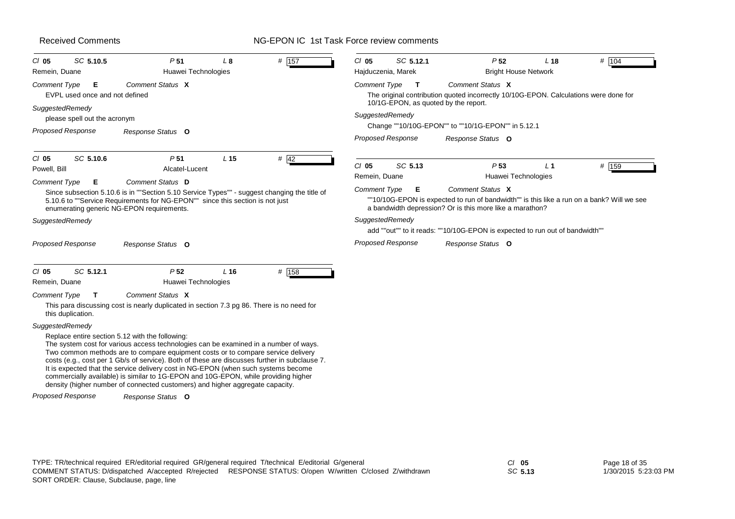Received Comments — NG-EPON IC 1st Task Force review comments

---

*Cl* **05** *SC* **5.10.5** *P* **51** *L* **8** # **157**

Remein, Duane — Huawei Technologies

*Comment Type* **E** *Comment Status* **X**

EVPL used once and not defined

*SuggestedRemedy*

please spell out the acronym

*Proposed Response* *Response Status* **O**

---

*Cl* **05** *SC* **5.10.6** *P* **51** *L* **15** # **42**

Powell, Bill — Alcatel-Lucent

*Comment Type* **E** *Comment Status* **D**

Since subsection 5.10.6 is in ""Section 5.10 Service Types"" - suggest changing the title of 5.10.6 to ""Service Requirements for NG-EPON"" since this section is not just enumerating generic NG-EPON requirements.

*SuggestedRemedy*

*Proposed Response* *Response Status* **O**

---

*Cl* **05** *SC* **5.12.1** *P* **52** *L* **16** # **158**

Remein, Duane — Huawei Technologies

*Comment Type* **T** *Comment Status* **X**

This para discussing cost is nearly duplicated in section 7.3 pg 86. There is no need for this duplication.

*SuggestedRemedy*

Replace entire section 5.12 with the following:
The system cost for various access technologies can be examined in a number of ways. Two common methods are to compare equipment costs or to compare service delivery costs (e.g., cost per 1 Gb/s of service). Both of these are discusses further in subclause 7. It is expected that the service delivery cost in NG-EPON (when such systems become commercially available) is similar to 1G-EPON and 10G-EPON, while providing higher density (higher number of connected customers) and higher aggregate capacity.

*Proposed Response* *Response Status* **O**

---

*Cl* **05** *SC* **5.12.1** *P* **52** *L* **18** # **104**

Hajduczenia, Marek — Bright House Network

*Comment Type* **T** *Comment Status* **X**

The original contribution quoted incorrectly 10/10G-EPON. Calculations were done for 10/1G-EPON, as quoted by the report.

*SuggestedRemedy*

Change ""10/10G-EPON"" to ""10/1G-EPON"" in 5.12.1

*Proposed Response* *Response Status* **O**

---

*Cl* **05** *SC* **5.13** *P* **53** *L* **1** # **159**

Remein, Duane — Huawei Technologies

*Comment Type* **E** *Comment Status* **X**

""10/10G-EPON is expected to run of bandwidth"" is this like a run on a bank? Will we see a bandwidth depression? Or is this more like a marathon?

*SuggestedRemedy*

add ""out"" to it reads: ""10/10G-EPON is expected to run out of bandwidth""

*Proposed Response* *Response Status* **O**

---

TYPE: TR/technical required ER/editorial required GR/general required T/technical E/editorial G/general
COMMENT STATUS: D/dispatched A/accepted R/rejected RESPONSE STATUS: O/open W/written C/closed Z/withdrawn
SORT ORDER: Clause, Subclause, page, line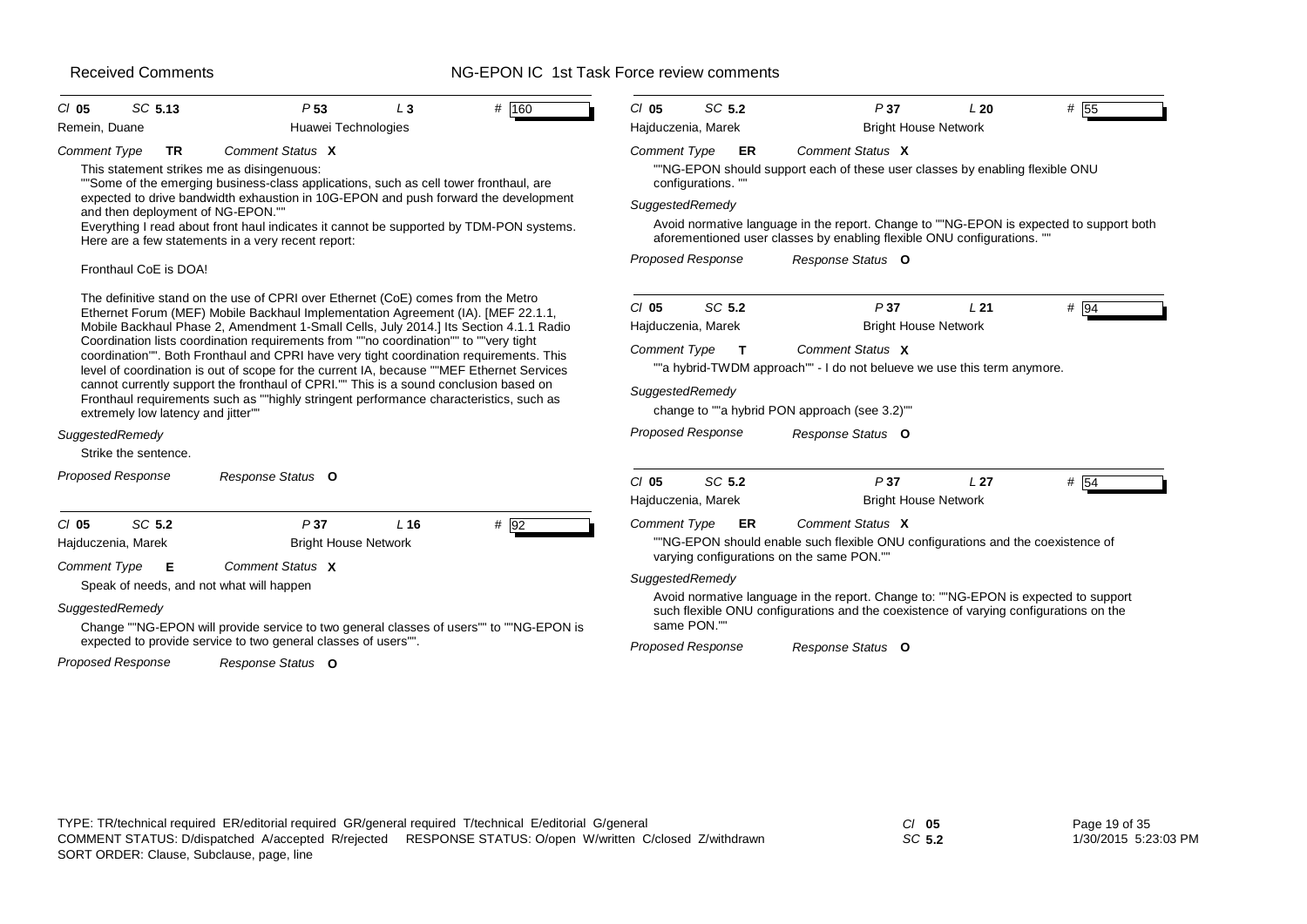Received Comments — NG-EPON IC 1st Task Force review comments

**Cl 05 SC 5.13 P 53 L 3 # 160**
Remein, Duane — Huawei Technologies

*Comment Type* **TR** *Comment Status* **X**

This statement strikes me as disingenuous:
""Some of the emerging business-class applications, such as cell tower fronthaul, are expected to drive bandwidth exhaustion in 10G-EPON and push forward the development and then deployment of NG-EPON.""
Everything I read about front haul indicates it cannot be supported by TDM-PON systems. Here are a few statements in a very recent report:

Fronthaul CoE is DOA!

The definitive stand on the use of CPRI over Ethernet (CoE) comes from the Metro Ethernet Forum (MEF) Mobile Backhaul Implementation Agreement (IA). [MEF 22.1.1, Mobile Backhaul Phase 2, Amendment 1-Small Cells, July 2014.] Its Section 4.1.1 Radio Coordination lists coordination requirements from ""no coordination"" to ""very tight coordination"". Both Fronthaul and CPRI have very tight coordination requirements. This level of coordination is out of scope for the current IA, because ""MEF Ethernet Services cannot currently support the fronthaul of CPRI."" This is a sound conclusion based on Fronthaul requirements such as ""highly stringent performance characteristics, such as extremely low latency and jitter""

*SuggestedRemedy*

Strike the sentence.

*Proposed Response* *Response Status* **O**

---

**Cl 05 SC 5.2 P 37 L 16 # 92**
Hajduczenia, Marek — Bright House Network

*Comment Type* **E** *Comment Status* **X**

Speak of needs, and not what will happen

*SuggestedRemedy*

Change ""NG-EPON will provide service to two general classes of users"" to ""NG-EPON is expected to provide service to two general classes of users"".

*Proposed Response* *Response Status* **O**

---

**Cl 05 SC 5.2 P 37 L 20 # 55**
Hajduczenia, Marek — Bright House Network

*Comment Type* **ER** *Comment Status* **X**

""NG-EPON should support each of these user classes by enabling flexible ONU configurations. ""

*SuggestedRemedy*

Avoid normative language in the report. Change to ""NG-EPON is expected to support both aforementioned user classes by enabling flexible ONU configurations. ""

*Proposed Response* *Response Status* **O**

---

**Cl 05 SC 5.2 P 37 L 21 # 94**
Hajduczenia, Marek — Bright House Network

*Comment Type* **T** *Comment Status* **X**

""a hybrid-TWDM approach"" - I do not beleuve we use this term anymore.

*SuggestedRemedy*

change to ""a hybrid PON approach (see 3.2)""

*Proposed Response* *Response Status* **O**

---

**Cl 05 SC 5.2 P 37 L 27 # 54**
Hajduczenia, Marek — Bright House Network

*Comment Type* **ER** *Comment Status* **X**

""NG-EPON should enable such flexible ONU configurations and the coexistence of varying configurations on the same PON.""

*SuggestedRemedy*

Avoid normative language in the report. Change to: ""NG-EPON is expected to support such flexible ONU configurations and the coexistence of varying configurations on the same PON.""

*Proposed Response* *Response Status* **O**

---

TYPE: TR/technical required ER/editorial required GR/general required T/technical E/editorial G/general
COMMENT STATUS: D/dispatched A/accepted R/rejected RESPONSE STATUS: O/open W/written C/closed Z/withdrawn
SORT ORDER: Clause, Subclause, page, line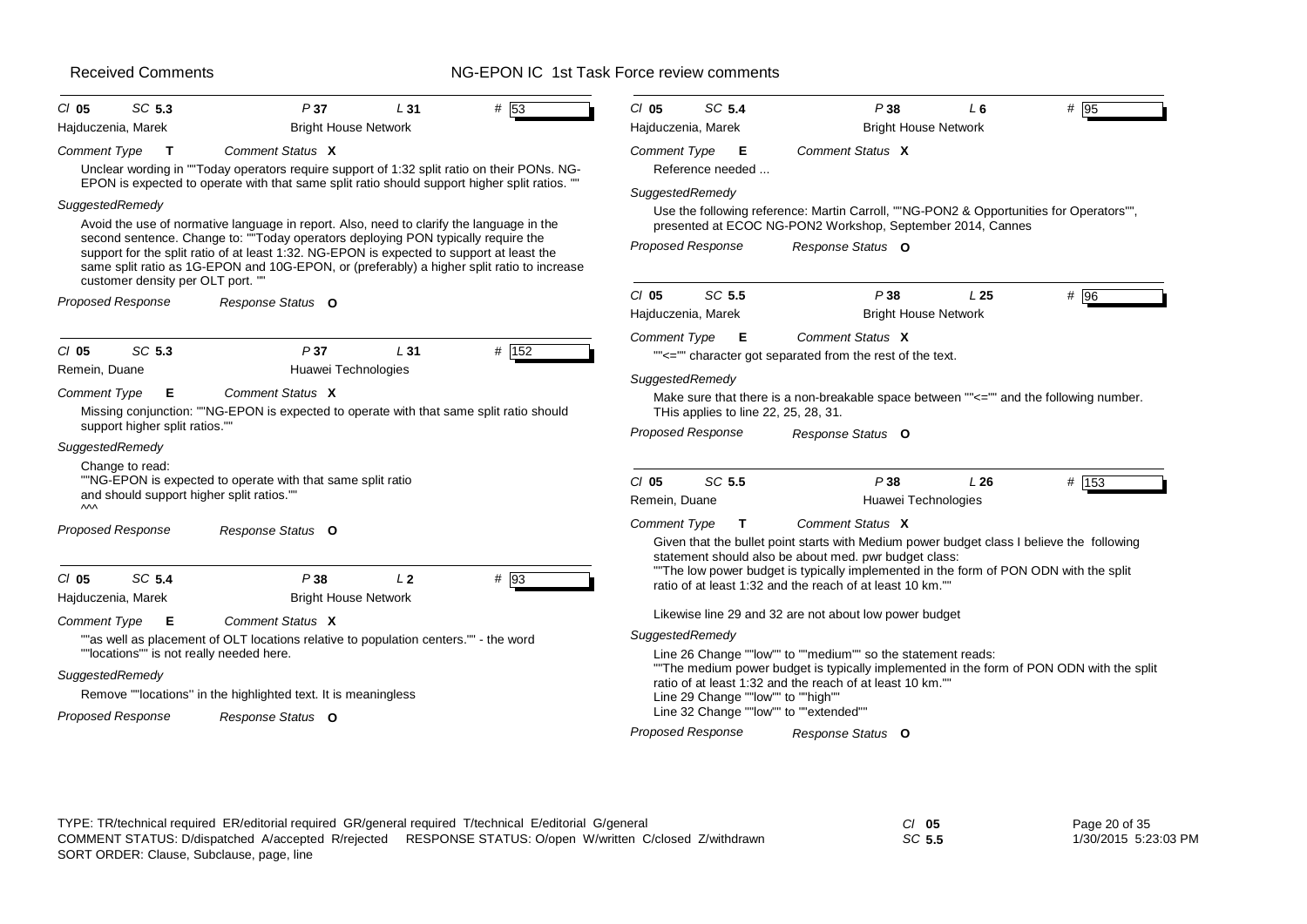**Cl 05 SC 5.3 P 37 L 31 # 53**

Hajduczenia, Marek — Bright House Network

*Comment Type* **T** *Comment Status* **X**

Unclear wording in ""Today operators require support of 1:32 split ratio on their PONs. NG-EPON is expected to operate with that same split ratio should support higher split ratios. ""

*SuggestedRemedy*

Avoid the use of normative language in report. Also, need to clarify the language in the second sentence. Change to: ""Today operators deploying PON typically require the support for the split ratio of at least 1:32. NG-EPON is expected to support at least the same split ratio as 1G-EPON and 10G-EPON, or (preferably) a higher split ratio to increase customer density per OLT port. ""

*Proposed Response* *Response Status* **O**

---

**Cl 05 SC 5.3 P 37 L 31 # 152**

Remein, Duane — Huawei Technologies

*Comment Type* **E** *Comment Status* **X**

Missing conjunction: ""NG-EPON is expected to operate with that same split ratio should support higher split ratios.""

*SuggestedRemedy*

Change to read:
""NG-EPON is expected to operate with that same split ratio
and should support higher split ratios.""
^^^

*Proposed Response* *Response Status* **O**

---

**Cl 05 SC 5.4 P 38 L 2 # 93**

Hajduczenia, Marek — Bright House Network

*Comment Type* **E** *Comment Status* **X**

""as well as placement of OLT locations relative to population centers."" - the word ""locations"" is not really needed here.

*SuggestedRemedy*

Remove ""locations'' in the highlighted text. It is meaningless

*Proposed Response* *Response Status* **O**

---

**Cl 05 SC 5.4 P 38 L 6 # 95**

Hajduczenia, Marek — Bright House Network

*Comment Type* **E** *Comment Status* **X**

Reference needed ...

*SuggestedRemedy*

Use the following reference: Martin Carroll, ""NG-PON2 & Opportunities for Operators"", presented at ECOC NG-PON2 Workshop, September 2014, Cannes

*Proposed Response* *Response Status* **O**

---

**Cl 05 SC 5.5 P 38 L 25 # 96**

Hajduczenia, Marek — Bright House Network

*Comment Type* **E** *Comment Status* **X**

""<="" character got separated from the rest of the text.

*SuggestedRemedy*

Make sure that there is a non-breakable space between ""<="" and the following number. THis applies to line 22, 25, 28, 31.

*Proposed Response* *Response Status* **O**

---

**Cl 05 SC 5.5 P 38 L 26 # 153**

Remein, Duane — Huawei Technologies

*Comment Type* **T** *Comment Status* **X**

Given that the bullet point starts with Medium power budget class I believe the following statement should also be about med. pwr budget class:
""The low power budget is typically implemented in the form of PON ODN with the split ratio of at least 1:32 and the reach of at least 10 km.""

Likewise line 29 and 32 are not about low power budget

*SuggestedRemedy*

Line 26 Change ""low"" to ""medium"" so the statement reads:
""The medium power budget is typically implemented in the form of PON ODN with the split ratio of at least 1:32 and the reach of at least 10 km.""
Line 29 Change ""low"" to ""high""
Line 32 Change ""low"" to ""extended""

*Proposed Response* *Response Status* **O**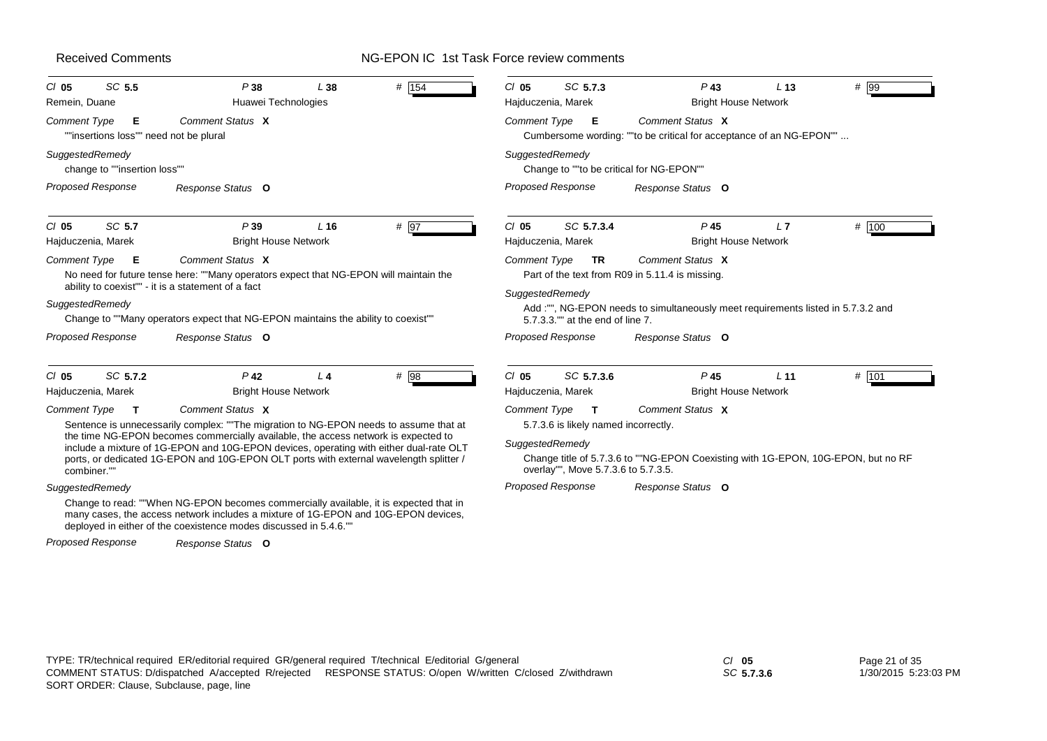**Received Comments** — **NG-EPON IC 1st Task Force review comments**

---

*Cl* **05** *SC* **5.5** *P* **38** *L* **38** # **154**

Remein, Duane — Huawei Technologies

*Comment Type* **E** *Comment Status* **X**

""insertions loss"" need not be plural

*SuggestedRemedy*

change to ""insertion loss""

*Proposed Response* *Response Status* **O**

---

*Cl* **05** *SC* **5.7** *P* **39** *L* **16** # **97**

Hajduczenia, Marek — Bright House Network

*Comment Type* **E** *Comment Status* **X**

No need for future tense here: ""Many operators expect that NG-EPON will maintain the ability to coexist"" - it is a statement of a fact

*SuggestedRemedy*

Change to ""Many operators expect that NG-EPON maintains the ability to coexist""

*Proposed Response* *Response Status* **O**

---

*Cl* **05** *SC* **5.7.2** *P* **42** *L* **4** # **98**

Hajduczenia, Marek — Bright House Network

*Comment Type* **T** *Comment Status* **X**

Sentence is unnecessarily complex: ""The migration to NG-EPON needs to assume that at the time NG-EPON becomes commercially available, the access network is expected to include a mixture of 1G-EPON and 10G-EPON devices, operating with either dual-rate OLT ports, or dedicated 1G-EPON and 10G-EPON OLT ports with external wavelength splitter / combiner.""

*SuggestedRemedy*

Change to read: ""When NG-EPON becomes commercially available, it is expected that in many cases, the access network includes a mixture of 1G-EPON and 10G-EPON devices, deployed in either of the coexistence modes discussed in 5.4.6.""

*Proposed Response* *Response Status* **O**

---

*Cl* **05** *SC* **5.7.3** *P* **43** *L* **13** # **99**

Hajduczenia, Marek — Bright House Network

*Comment Type* **E** *Comment Status* **X**

Cumbersome wording: ""to be critical for acceptance of an NG-EPON"" ...

*SuggestedRemedy*

Change to ""to be critical for NG-EPON""

*Proposed Response* *Response Status* **O**

---

*Cl* **05** *SC* **5.7.3.4** *P* **45** *L* **7** # **100**

Hajduczenia, Marek — Bright House Network

*Comment Type* **TR** *Comment Status* **X**

Part of the text from R09 in 5.11.4 is missing.

*SuggestedRemedy*

Add :"", NG-EPON needs to simultaneously meet requirements listed in 5.7.3.2 and 5.7.3.3."" at the end of line 7.

*Proposed Response* *Response Status* **O**

---

*Cl* **05** *SC* **5.7.3.6** *P* **45** *L* **11** # **101**

Hajduczenia, Marek — Bright House Network

*Comment Type* **T** *Comment Status* **X**

5.7.3.6 is likely named incorrectly.

*SuggestedRemedy*

Change title of 5.7.3.6 to ""NG-EPON Coexisting with 1G-EPON, 10G-EPON, but no RF overlay"", Move 5.7.3.6 to 5.7.3.5.

*Proposed Response* *Response Status* **O**

---

TYPE: TR/technical required ER/editorial required GR/general required T/technical E/editorial G/general
COMMENT STATUS: D/dispatched A/accepted R/rejected RESPONSE STATUS: O/open W/written C/closed Z/withdrawn
SORT ORDER: Clause, Subclause, page, line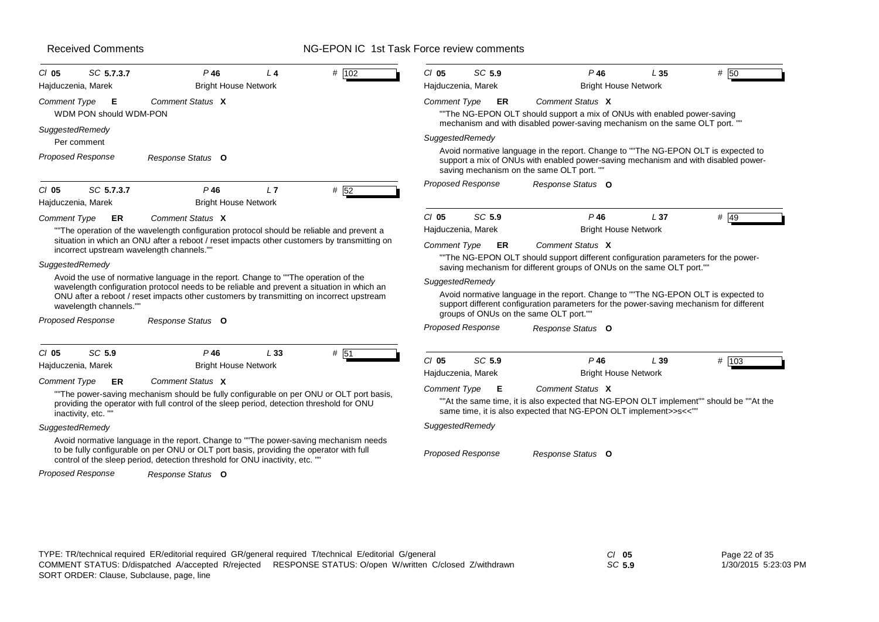Received Comments — NG-EPON IC 1st Task Force review comments

---

**Cl** 05 **SC** 5.7.3.7 **P** 46 **L** 4 **#** 102

Hajduczenia, Marek — Bright House Network

*Comment Type* **E** *Comment Status* **X**

WDM PON should WDM-PON

*SuggestedRemedy*

Per comment

*Proposed Response* *Response Status* **O**

---

**Cl** 05 **SC** 5.7.3.7 **P** 46 **L** 7 **#** 52

Hajduczenia, Marek — Bright House Network

*Comment Type* **ER** *Comment Status* **X**

""The operation of the wavelength configuration protocol should be reliable and prevent a situation in which an ONU after a reboot / reset impacts other customers by transmitting on incorrect upstream wavelength channels.""

*SuggestedRemedy*

Avoid the use of normative language in the report. Change to ""The operation of the wavelength configuration protocol needs to be reliable and prevent a situation in which an ONU after a reboot / reset impacts other customers by transmitting on incorrect upstream wavelength channels.""

*Proposed Response* *Response Status* **O**

---

**Cl** 05 **SC** 5.9 **P** 46 **L** 33 **#** 51

Hajduczenia, Marek — Bright House Network

*Comment Type* **ER** *Comment Status* **X**

""The power-saving mechanism should be fully configurable on per ONU or OLT port basis, providing the operator with full control of the sleep period, detection threshold for ONU inactivity, etc. ""

*SuggestedRemedy*

Avoid normative language in the report. Change to ""The power-saving mechanism needs to be fully configurable on per ONU or OLT port basis, providing the operator with full control of the sleep period, detection threshold for ONU inactivity, etc. ""

*Proposed Response* *Response Status* **O**

---

**Cl** 05 **SC** 5.9 **P** 46 **L** 35 **#** 50

Hajduczenia, Marek — Bright House Network

*Comment Type* **ER** *Comment Status* **X**

""The NG-EPON OLT should support a mix of ONUs with enabled power-saving mechanism and with disabled power-saving mechanism on the same OLT port. ""

*SuggestedRemedy*

Avoid normative language in the report. Change to ""The NG-EPON OLT is expected to support a mix of ONUs with enabled power-saving mechanism and with disabled power-saving mechanism on the same OLT port. ""

*Proposed Response* *Response Status* **O**

---

**Cl** 05 **SC** 5.9 **P** 46 **L** 37 **#** 49

Hajduczenia, Marek — Bright House Network

*Comment Type* **ER** *Comment Status* **X**

""The NG-EPON OLT should support different configuration parameters for the power-saving mechanism for different groups of ONUs on the same OLT port.""

*SuggestedRemedy*

Avoid normative language in the report. Change to ""The NG-EPON OLT is expected to support different configuration parameters for the power-saving mechanism for different groups of ONUs on the same OLT port.""

*Proposed Response* *Response Status* **O**

---

**Cl** 05 **SC** 5.9 **P** 46 **L** 39 **#** 103

Hajduczenia, Marek — Bright House Network

*Comment Type* **E** *Comment Status* **X**

""At the same time, it is also expected that NG-EPON OLT implement"" should be ""At the same time, it is also expected that NG-EPON OLT implement>>s<<""

*SuggestedRemedy*

*Proposed Response* *Response Status* **O**

---

TYPE: TR/technical required ER/editorial required GR/general required T/technical E/editorial G/general
COMMENT STATUS: D/dispatched A/accepted R/rejected RESPONSE STATUS: O/open W/written C/closed Z/withdrawn
SORT ORDER: Clause, Subclause, page, line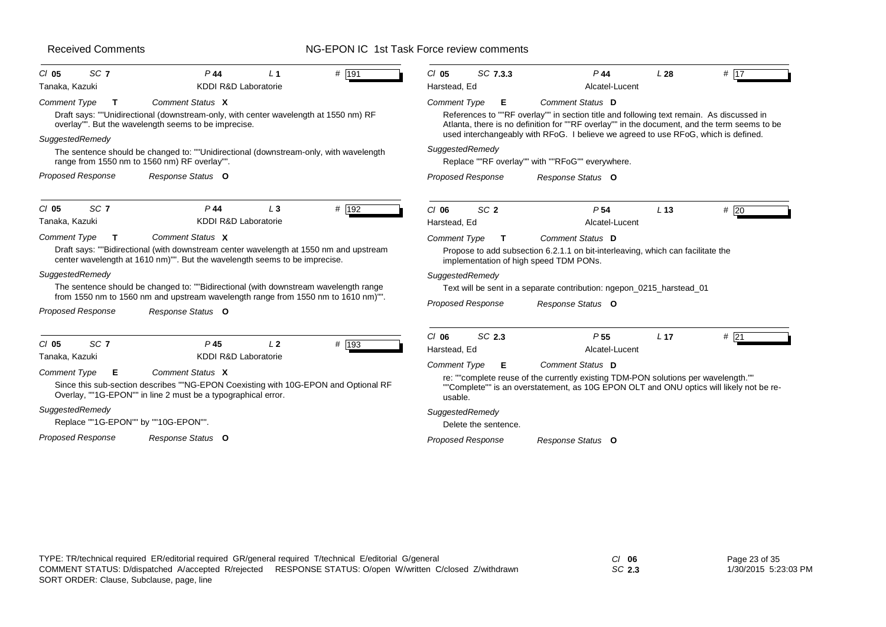Received Comments — NG-EPON IC 1st Task Force review comments

**Cl 05 SC 7 P 44 L 1 # 191**
Tanaka, Kazuki — KDDI R&D Laboratorie

*Comment Type* **T** *Comment Status* **X**

Draft says: ""Unidirectional (downstream-only, with center wavelength at 1550 nm) RF overlay"". But the wavelength seems to be imprecise.

*SuggestedRemedy*

The sentence should be changed to: ""Unidirectional (downstream-only, with wavelength range from 1550 nm to 1560 nm) RF overlay"".

*Proposed Response* *Response Status* **O**

---

**Cl 05 SC 7 P 44 L 3 # 192**
Tanaka, Kazuki — KDDI R&D Laboratorie

*Comment Type* **T** *Comment Status* **X**

Draft says: ""Bidirectional (with downstream center wavelength at 1550 nm and upstream center wavelength at 1610 nm)"". But the wavelength seems to be imprecise.

*SuggestedRemedy*

The sentence should be changed to: ""Bidirectional (with downstream wavelength range from 1550 nm to 1560 nm and upstream wavelength range from 1550 nm to 1610 nm)"".

*Proposed Response* *Response Status* **O**

---

**Cl 05 SC 7 P 45 L 2 # 193**
Tanaka, Kazuki — KDDI R&D Laboratorie

*Comment Type* **E** *Comment Status* **X**

Since this sub-section describes ""NG-EPON Coexisting with 10G-EPON and Optional RF Overlay, ""1G-EPON"" in line 2 must be a typographical error.

*SuggestedRemedy*

Replace ""1G-EPON"" by ""10G-EPON"".

*Proposed Response* *Response Status* **O**

---

**Cl 05 SC 7.3.3 P 44 L 28 # 17**
Harstead, Ed — Alcatel-Lucent

*Comment Type* **E** *Comment Status* **D**

References to ""RF overlay"" in section title and following text remain. As discussed in Atlanta, there is no definition for ""RF overlay"" in the document, and the term seems to be used interchangeably with RFoG. I believe we agreed to use RFoG, which is defined.

*SuggestedRemedy*

Replace ""RF overlay"" with ""RFoG"" everywhere.

*Proposed Response* *Response Status* **O**

---

**Cl 06 SC 2 P 54 L 13 # 20**
Harstead, Ed — Alcatel-Lucent

*Comment Type* **T** *Comment Status* **D**

Propose to add subsection 6.2.1.1 on bit-interleaving, which can facilitate the implementation of high speed TDM PONs.

*SuggestedRemedy*

Text will be sent in a separate contribution: ngepon_0215_harstead_01

*Proposed Response* *Response Status* **O**

---

**Cl 06 SC 2.3 P 55 L 17 # 21**
Harstead, Ed — Alcatel-Lucent

*Comment Type* **E** *Comment Status* **D**

re: ""complete reuse of the currently existing TDM-PON solutions per wavelength.""
""Complete"" is an overstatement, as 10G EPON OLT and ONU optics will likely not be re-usable.

*SuggestedRemedy*

Delete the sentence.

*Proposed Response* *Response Status* **O**

---

TYPE: TR/technical required ER/editorial required GR/general required T/technical E/editorial G/general
COMMENT STATUS: D/dispatched A/accepted R/rejected RESPONSE STATUS: O/open W/written C/closed Z/withdrawn
SORT ORDER: Clause, Subclause, page, line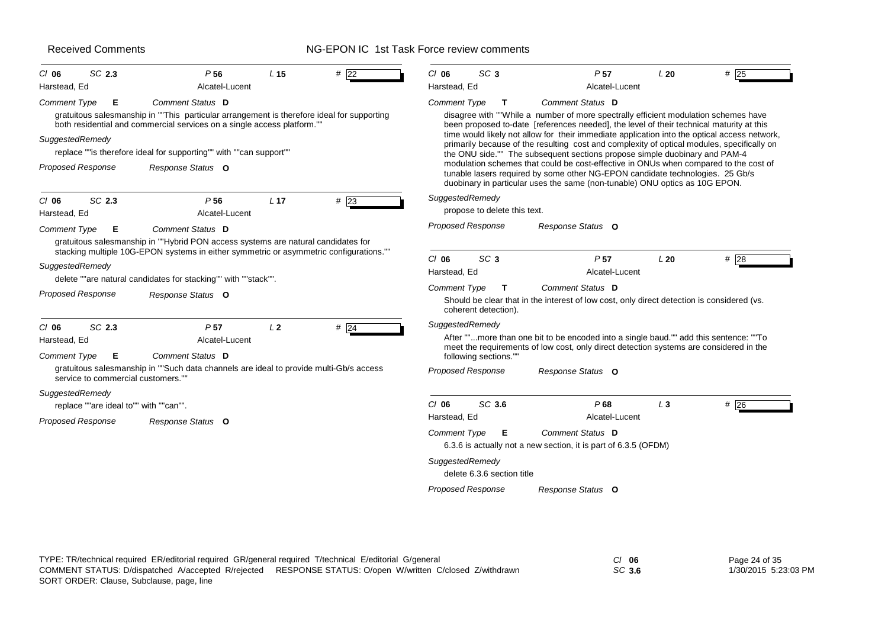# Received Comments — NG-EPON IC 1st Task Force review comments

---

**Cl** 06 **SC** 2.3 **P** 56 **L** 15 **#** 22

Harstead, Ed — Alcatel-Lucent

*Comment Type* **E** *Comment Status* **D**

gratuitous salesmanship in ""This particular arrangement is therefore ideal for supporting both residential and commercial services on a single access platform.""

*SuggestedRemedy*

replace ""is therefore ideal for supporting"" with ""can support""

*Proposed Response* *Response Status* **O**

---

**Cl** 06 **SC** 2.3 **P** 56 **L** 17 **#** 23

Harstead, Ed — Alcatel-Lucent

*Comment Type* **E** *Comment Status* **D**

gratuitous salesmanship in ""Hybrid PON access systems are natural candidates for stacking multiple 10G-EPON systems in either symmetric or asymmetric configurations.""

*SuggestedRemedy*

delete ""are natural candidates for stacking"" with ""stack"".

*Proposed Response* *Response Status* **O**

---

**Cl** 06 **SC** 2.3 **P** 57 **L** 2 **#** 24

Harstead, Ed — Alcatel-Lucent

*Comment Type* **E** *Comment Status* **D**

gratuitous salesmanship in ""Such data channels are ideal to provide multi-Gb/s access service to commercial customers.""

*SuggestedRemedy*

replace ""are ideal to"" with ""can"".

*Proposed Response* *Response Status* **O**

---

**Cl** 06 **SC** 3 **P** 57 **L** 20 **#** 25

Harstead, Ed — Alcatel-Lucent

*Comment Type* **T** *Comment Status* **D**

disagree with ""While a number of more spectrally efficient modulation schemes have been proposed to-date [references needed], the level of their technical maturity at this time would likely not allow for their immediate application into the optical access network, primarily because of the resulting cost and complexity of optical modules, specifically on the ONU side."" The subsequent sections propose simple duobinary and PAM-4 modulation schemes that could be cost-effective in ONUs when compared to the cost of tunable lasers required by some other NG-EPON candidate technologies. 25 Gb/s duobinary in particular uses the same (non-tunable) ONU optics as 10G EPON.

*SuggestedRemedy*

propose to delete this text.

*Proposed Response* *Response Status* **O**

---

**Cl** 06 **SC** 3 **P** 57 **L** 20 **#** 28

Harstead, Ed — Alcatel-Lucent

*Comment Type* **T** *Comment Status* **D**

Should be clear that in the interest of low cost, only direct detection is considered (vs. coherent detection).

*SuggestedRemedy*

After ""...more than one bit to be encoded into a single baud."" add this sentence: ""To meet the requirements of low cost, only direct detection systems are considered in the following sections.""

*Proposed Response* *Response Status* **O**

---

**Cl** 06 **SC** 3.6 **P** 68 **L** 3 **#** 26

Harstead, Ed — Alcatel-Lucent

*Comment Type* **E** *Comment Status* **D**

6.3.6 is actually not a new section, it is part of 6.3.5 (OFDM)

*SuggestedRemedy*

delete 6.3.6 section title

*Proposed Response* *Response Status* **O**

---

TYPE: TR/technical required ER/editorial required GR/general required T/technical E/editorial G/general
COMMENT STATUS: D/dispatched A/accepted R/rejected RESPONSE STATUS: O/open W/written C/closed Z/withdrawn
SORT ORDER: Clause, Subclause, page, line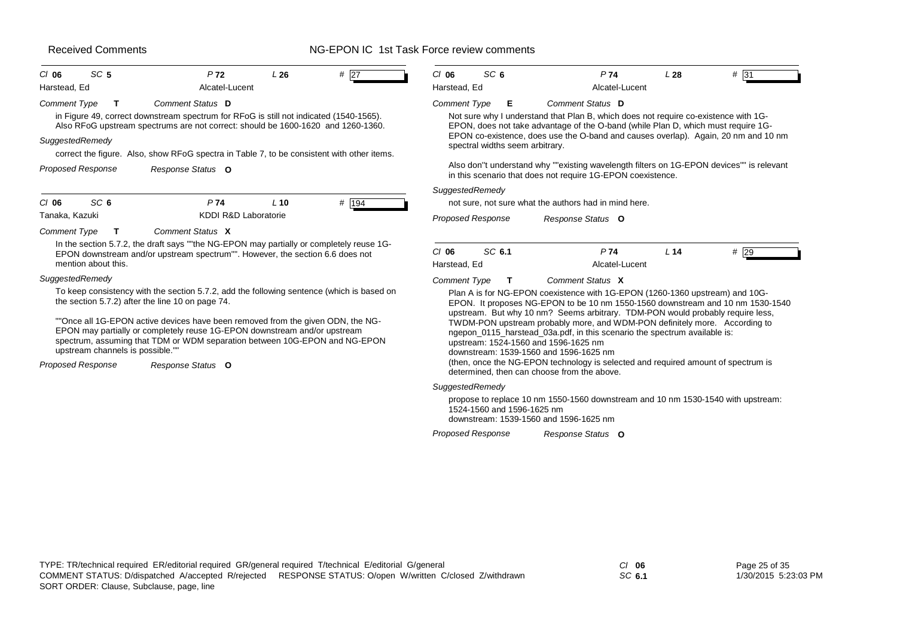## Received Comments — NG-EPON IC 1st Task Force review comments

---

**Cl** 06 **SC** 5 **P** 72 **L** 26 **#** 27

Harstead, Ed — Alcatel-Lucent

*Comment Type* **T** *Comment Status* **D**

in Figure 49, correct downstream spectrum for RFoG is still not indicated (1540-1565). Also RFoG upstream spectrums are not correct: should be 1600-1620 and 1260-1360.

*SuggestedRemedy*

correct the figure. Also, show RFoG spectra in Table 7, to be consistent with other items.

*Proposed Response* *Response Status* **O**

---

**Cl** 06 **SC** 6 **P** 74 **L** 10 **#** 194

Tanaka, Kazuki — KDDI R&D Laboratorie

*Comment Type* **T** *Comment Status* **X**

In the section 5.7.2, the draft says ""the NG-EPON may partially or completely reuse 1G-EPON downstream and/or upstream spectrum"". However, the section 6.6 does not mention about this.

*SuggestedRemedy*

To keep consistency with the section 5.7.2, add the following sentence (which is based on the section 5.7.2) after the line 10 on page 74.

""Once all 1G-EPON active devices have been removed from the given ODN, the NG-EPON may partially or completely reuse 1G-EPON downstream and/or upstream spectrum, assuming that TDM or WDM separation between 10G-EPON and NG-EPON upstream channels is possible.""

*Proposed Response* *Response Status* **O**

---

**Cl** 06 **SC** 6 **P** 74 **L** 28 **#** 31

Harstead, Ed — Alcatel-Lucent

*Comment Type* **E** *Comment Status* **D**

Not sure why I understand that Plan B, which does not require co-existence with 1G-EPON, does not take advantage of the O-band (while Plan D, which must require 1G-EPON co-existence, does use the O-band and causes overlap). Again, 20 nm and 10 nm spectral widths seem arbitrary.

Also don''t understand why ""existing wavelength filters on 1G-EPON devices"" is relevant in this scenario that does not require 1G-EPON coexistence.

*SuggestedRemedy*

not sure, not sure what the authors had in mind here.

*Proposed Response* *Response Status* **O**

---

**Cl** 06 **SC** 6.1 **P** 74 **L** 14 **#** 29

Harstead, Ed — Alcatel-Lucent

*Comment Type* **T** *Comment Status* **X**

Plan A is for NG-EPON coexistence with 1G-EPON (1260-1360 upstream) and 10G-EPON. It proposes NG-EPON to be 10 nm 1550-1560 downstream and 10 nm 1530-1540 upstream. But why 10 nm? Seems arbitrary. TDM-PON would probably require less, TWDM-PON upstream probably more, and WDM-PON definitely more. According to ngepon_0115_harstead_03a.pdf, in this scenario the spectrum available is:
upstream: 1524-1560 and 1596-1625 nm
downstream: 1539-1560 and 1596-1625 nm
(then, once the NG-EPON technology is selected and required amount of spectrum is determined, then can choose from the above.

*SuggestedRemedy*

propose to replace 10 nm 1550-1560 downstream and 10 nm 1530-1540 with upstream:
1524-1560 and 1596-1625 nm
downstream: 1539-1560 and 1596-1625 nm

*Proposed Response* *Response Status* **O**

---

TYPE: TR/technical required ER/editorial required GR/general required T/technical E/editorial G/general
COMMENT STATUS: D/dispatched A/accepted R/rejected RESPONSE STATUS: O/open W/written C/closed Z/withdrawn
SORT ORDER: Clause, Subclause, page, line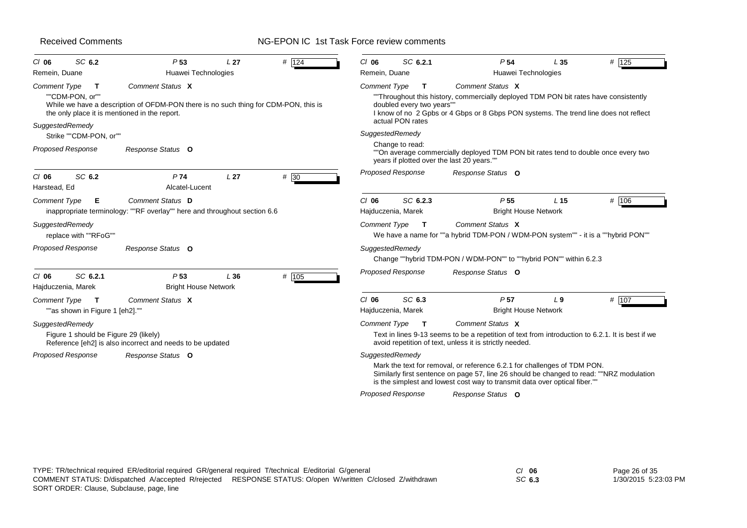Received Comments

NG-EPON IC 1st Task Force review comments

---

**Cl 06 SC 6.2 P 53 L 27 # 124**

Remein, Duane — Huawei Technologies

*Comment Type* **T** *Comment Status* **X**

""CDM-PON, or""
While we have a description of OFDM-PON there is no such thing for CDM-PON, this is the only place it is mentioned in the report.

*SuggestedRemedy*

Strike ""CDM-PON, or""

*Proposed Response* *Response Status* **O**

---

**Cl 06 SC 6.2 P 74 L 27 # 30**

Harstead, Ed — Alcatel-Lucent

*Comment Type* **E** *Comment Status* **D**

inappropriate terminology: ""RF overlay"" here and throughout section 6.6

*SuggestedRemedy*

replace with ""RFoG""

*Proposed Response* *Response Status* **O**

---

**Cl 06 SC 6.2.1 P 53 L 36 # 105**

Hajduczenia, Marek — Bright House Network

*Comment Type* **T** *Comment Status* **X**

""as shown in Figure 1 [eh2].""

*SuggestedRemedy*

Figure 1 should be Figure 29 (likely)
Reference [eh2] is also incorrect and needs to be updated

*Proposed Response* *Response Status* **O**

---

**Cl 06 SC 6.2.1 P 54 L 35 # 125**

Remein, Duane — Huawei Technologies

*Comment Type* **T** *Comment Status* **X**

""Throughout this history, commercially deployed TDM PON bit rates have consistently doubled every two years""
I know of no 2 Gpbs or 4 Gbps or 8 Gbps PON systems. The trend line does not reflect actual PON rates

*SuggestedRemedy*

Change to read:
""On average commercially deployed TDM PON bit rates tend to double once every two years if plotted over the last 20 years.""

*Proposed Response* *Response Status* **O**

---

**Cl 06 SC 6.2.3 P 55 L 15 # 106**

Hajduczenia, Marek — Bright House Network

*Comment Type* **T** *Comment Status* **X**

We have a name for ""a hybrid TDM-PON / WDM-PON system"" - it is a ""hybrid PON""

*SuggestedRemedy*

Change ""hybrid TDM-PON / WDM-PON"" to ""hybrid PON"" within 6.2.3

*Proposed Response* *Response Status* **O**

---

**Cl 06 SC 6.3 P 57 L 9 # 107**

Hajduczenia, Marek — Bright House Network

*Comment Type* **T** *Comment Status* **X**

Text in lines 9-13 seems to be a repetition of text from introduction to 6.2.1. It is best if we avoid repetition of text, unless it is strictly needed.

*SuggestedRemedy*

Mark the text for removal, or reference 6.2.1 for challenges of TDM PON.
Similarly first sentence on page 57, line 26 should be changed to read: ""NRZ modulation is the simplest and lowest cost way to transmit data over optical fiber.""

*Proposed Response* *Response Status* **O**

---

TYPE: TR/technical required ER/editorial required GR/general required T/technical E/editorial G/general
COMMENT STATUS: D/dispatched A/accepted R/rejected RESPONSE STATUS: O/open W/written C/closed Z/withdrawn
SORT ORDER: Clause, Subclause, page, line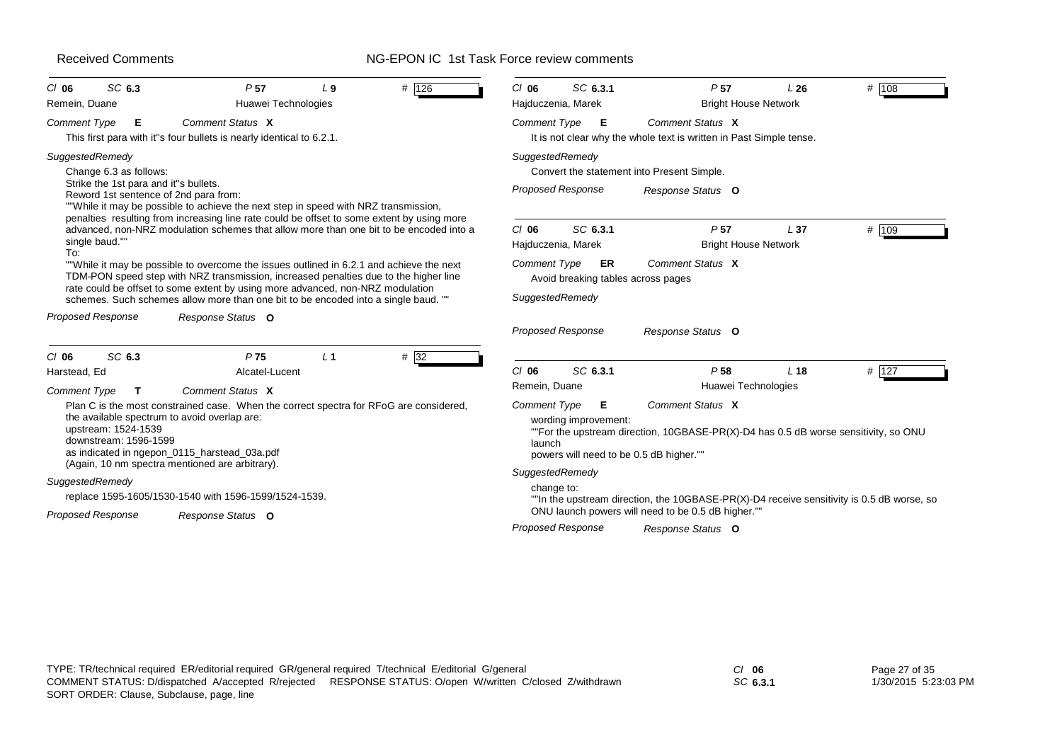Received Comments — NG-EPON IC 1st Task Force review comments

---

**Cl** 06 **SC** 6.3 **P** 57 **L** 9 **#** 126

Remein, Duane — Huawei Technologies

*Comment Type* **E** *Comment Status* **X**

This first para with it''s four bullets is nearly identical to 6.2.1.

*SuggestedRemedy*

Change 6.3 as follows:
Strike the 1st para and it''s bullets.
Reword 1st sentence of 2nd para from:
""While it may be possible to achieve the next step in speed with NRZ transmission, penalties resulting from increasing line rate could be offset to some extent by using more advanced, non-NRZ modulation schemes that allow more than one bit to be encoded into a single baud.""
To:
""While it may be possible to overcome the issues outlined in 6.2.1 and achieve the next TDM-PON speed step with NRZ transmission, increased penalties due to the higher line rate could be offset to some extent by using more advanced, non-NRZ modulation schemes. Such schemes allow more than one bit to be encoded into a single baud. ""

*Proposed Response* *Response Status* **O**

---

**Cl** 06 **SC** 6.3 **P** 75 **L** 1 **#** 32

Harstead, Ed — Alcatel-Lucent

*Comment Type* **T** *Comment Status* **X**

Plan C is the most constrained case. When the correct spectra for RFoG are considered, the available spectrum to avoid overlap are:
upstream: 1524-1539
downstream: 1596-1599
as indicated in ngepon_0115_harstead_03a.pdf
(Again, 10 nm spectra mentioned are arbitrary).

*SuggestedRemedy*

replace 1595-1605/1530-1540 with 1596-1599/1524-1539.

*Proposed Response* *Response Status* **O**

---

**Cl** 06 **SC** 6.3.1 **P** 57 **L** 26 **#** 108

Hajduczenia, Marek — Bright House Network

*Comment Type* **E** *Comment Status* **X**

It is not clear why the whole text is written in Past Simple tense.

*SuggestedRemedy*

Convert the statement into Present Simple.

*Proposed Response* *Response Status* **O**

---

**Cl** 06 **SC** 6.3.1 **P** 57 **L** 37 **#** 109

Hajduczenia, Marek — Bright House Network

*Comment Type* **ER** *Comment Status* **X**

Avoid breaking tables across pages

*SuggestedRemedy*

*Proposed Response* *Response Status* **O**

---

**Cl** 06 **SC** 6.3.1 **P** 58 **L** 18 **#** 127

Remein, Duane — Huawei Technologies

*Comment Type* **E** *Comment Status* **X**

wording improvement:
""For the upstream direction, 10GBASE-PR(X)-D4 has 0.5 dB worse sensitivity, so ONU launch powers will need to be 0.5 dB higher.""

*SuggestedRemedy*

change to:
""In the upstream direction, the 10GBASE-PR(X)-D4 receive sensitivity is 0.5 dB worse, so ONU launch powers will need to be 0.5 dB higher.""

*Proposed Response* *Response Status* **O**

---

TYPE: TR/technical required ER/editorial required GR/general required T/technical E/editorial G/general
COMMENT STATUS: D/dispatched A/accepted R/rejected RESPONSE STATUS: O/open W/written C/closed Z/withdrawn
SORT ORDER: Clause, Subclause, page, line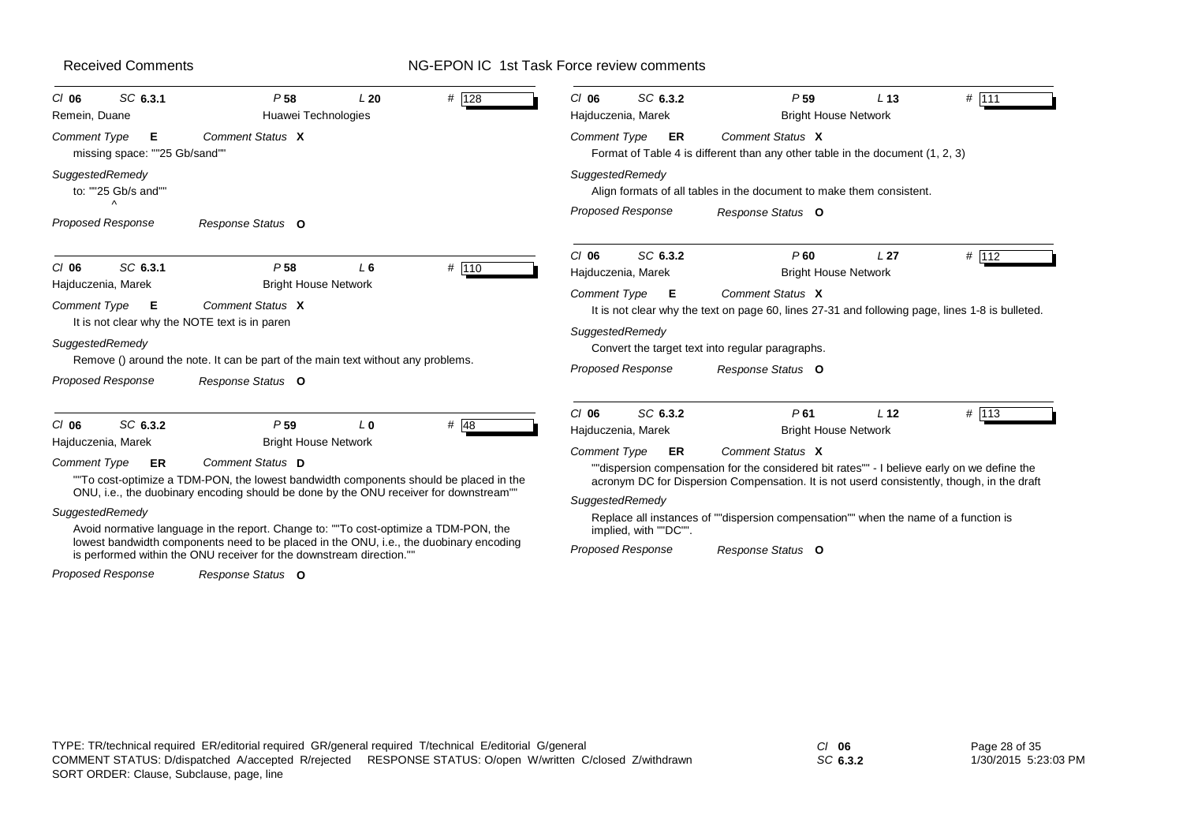# Received Comments — NG-EPON IC 1st Task Force review comments

---

**Cl** 06 **SC** 6.3.1 **P** 58 **L** 20 **#** 128
Remein, Duane — Huawei Technologies

**Comment Type** E **Comment Status** X

missing space: ""25 Gb/sand""

**SuggestedRemedy**

to: ""25 Gb/s and""
^

**Proposed Response** — **Response Status** O

---

**Cl** 06 **SC** 6.3.1 **P** 58 **L** 6 **#** 110
Hajduczenia, Marek — Bright House Network

**Comment Type** E **Comment Status** X

It is not clear why the NOTE text is in paren

**SuggestedRemedy**

Remove () around the note. It can be part of the main text without any problems.

**Proposed Response** — **Response Status** O

---

**Cl** 06 **SC** 6.3.2 **P** 59 **L** 0 **#** 48
Hajduczenia, Marek — Bright House Network

**Comment Type** ER **Comment Status** D

""To cost-optimize a TDM-PON, the lowest bandwidth components should be placed in the ONU, i.e., the duobinary encoding should be done by the ONU receiver for downstream""

**SuggestedRemedy**

Avoid normative language in the report. Change to: ""To cost-optimize a TDM-PON, the lowest bandwidth components need to be placed in the ONU, i.e., the duobinary encoding is performed within the ONU receiver for the downstream direction.""

**Proposed Response** — **Response Status** O

---

**Cl** 06 **SC** 6.3.2 **P** 59 **L** 13 **#** 111
Hajduczenia, Marek — Bright House Network

**Comment Type** ER **Comment Status** X

Format of Table 4 is different than any other table in the document (1, 2, 3)

**SuggestedRemedy**

Align formats of all tables in the document to make them consistent.

**Proposed Response** — **Response Status** O

---

**Cl** 06 **SC** 6.3.2 **P** 60 **L** 27 **#** 112
Hajduczenia, Marek — Bright House Network

**Comment Type** E **Comment Status** X

It is not clear why the text on page 60, lines 27-31 and following page, lines 1-8 is bulleted.

**SuggestedRemedy**

Convert the target text into regular paragraphs.

**Proposed Response** — **Response Status** O

---

**Cl** 06 **SC** 6.3.2 **P** 61 **L** 12 **#** 113
Hajduczenia, Marek — Bright House Network

**Comment Type** ER **Comment Status** X

""dispersion compensation for the considered bit rates"" - I believe early on we define the acronym DC for Dispersion Compensation. It is not userd consistently, though, in the draft

**SuggestedRemedy**

Replace all instances of ""dispersion compensation"" when the name of a function is implied, with ""DC"".

**Proposed Response** — **Response Status** O

---

TYPE: TR/technical required ER/editorial required GR/general required T/technical E/editorial G/general
COMMENT STATUS: D/dispatched A/accepted R/rejected RESPONSE STATUS: O/open W/written C/closed Z/withdrawn
SORT ORDER: Clause, Subclause, page, line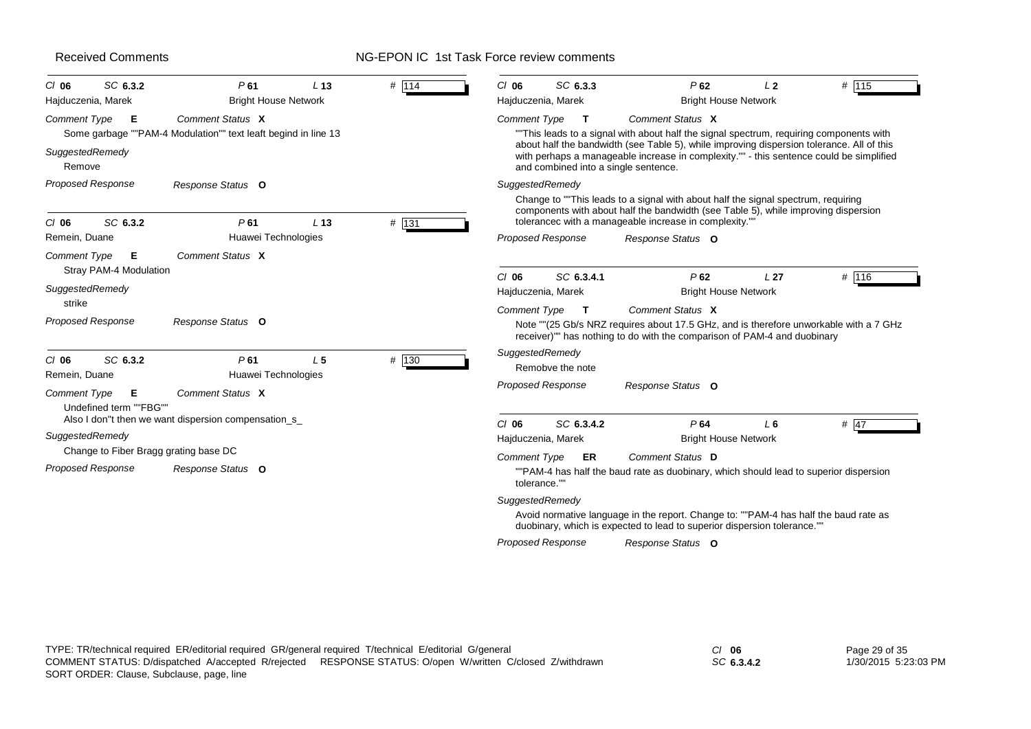Received Comments — NG-EPON IC 1st Task Force review comments

---

**Cl 06 SC 6.3.2 P 61 L 13 # 114**
Hajduczenia, Marek — Bright House Network

Comment Type **E** Comment Status **X**

Some garbage ""PAM-4 Modulation"" text leaft begind in line 13

*SuggestedRemedy*

Remove

*Proposed Response* Response Status **O**

---

**Cl 06 SC 6.3.2 P 61 L 13 # 131**
Remein, Duane — Huawei Technologies

Comment Type **E** Comment Status **X**

Stray PAM-4 Modulation

*SuggestedRemedy*

strike

*Proposed Response* Response Status **O**

---

**Cl 06 SC 6.3.2 P 61 L 5 # 130**
Remein, Duane — Huawei Technologies

Comment Type **E** Comment Status **X**

Undefined term ""FBG""
Also I don"t then we want dispersion compensation_s_

*SuggestedRemedy*

Change to Fiber Bragg grating base DC

*Proposed Response* Response Status **O**

---

**Cl 06 SC 6.3.3 P 62 L 2 # 115**
Hajduczenia, Marek — Bright House Network

Comment Type **T** Comment Status **X**

""This leads to a signal with about half the signal spectrum, requiring components with about half the bandwidth (see Table 5), while improving dispersion tolerance. All of this with perhaps a manageable increase in complexity."" - this sentence could be simplified and combined into a single sentence.

*SuggestedRemedy*

Change to ""This leads to a signal with about half the signal spectrum, requiring components with about half the bandwidth (see Table 5), while improving dispersion tolerancec with a manageable increase in complexity.""

*Proposed Response* Response Status **O**

---

**Cl 06 SC 6.3.4.1 P 62 L 27 # 116**
Hajduczenia, Marek — Bright House Network

Comment Type **T** Comment Status **X**

Note ""(25 Gb/s NRZ requires about 17.5 GHz, and is therefore unworkable with a 7 GHz receiver)"" has nothing to do with the comparison of PAM-4 and duobinary

*SuggestedRemedy*

Remobve the note

*Proposed Response* Response Status **O**

---

**Cl 06 SC 6.3.4.2 P 64 L 6 # 47**
Hajduczenia, Marek — Bright House Network

Comment Type **ER** Comment Status **D**

""PAM-4 has half the baud rate as duobinary, which should lead to superior dispersion tolerance.""

*SuggestedRemedy*

Avoid normative language in the report. Change to: ""PAM-4 has half the baud rate as duobinary, which is expected to lead to superior dispersion tolerance.""

*Proposed Response* Response Status **O**

---

TYPE: TR/technical required ER/editorial required GR/general required T/technical E/editorial G/general
COMMENT STATUS: D/dispatched A/accepted R/rejected RESPONSE STATUS: O/open W/written C/closed Z/withdrawn
SORT ORDER: Clause, Subclause, page, line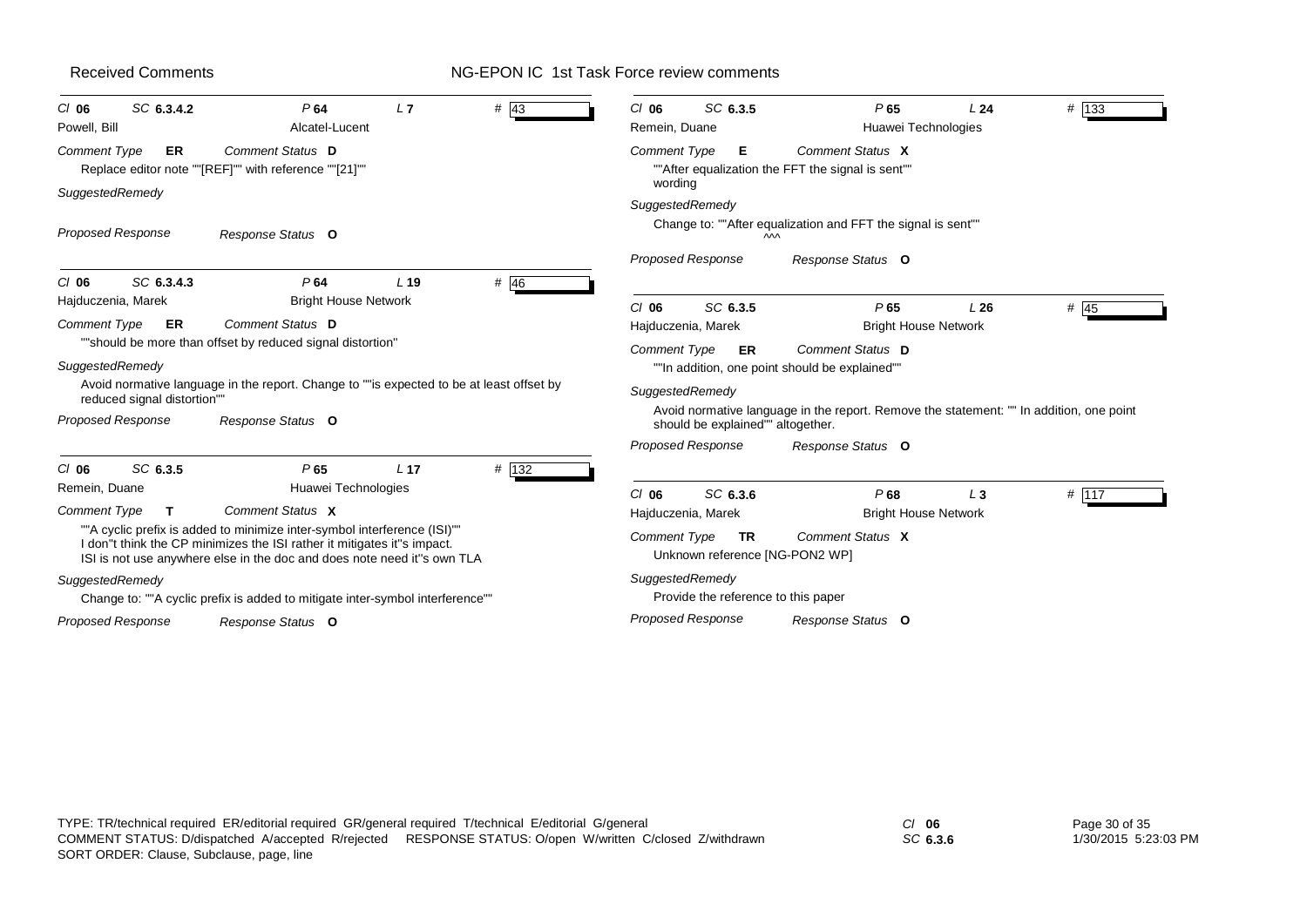Received Comments | NG-EPON IC 1st Task Force review comments

---

**Cl** 06 **SC** 6.3.4.2 **P** 64 **L** 7 **#** 43

Powell, Bill — Alcatel-Lucent

*Comment Type* **ER** *Comment Status* **D**

Replace editor note ""[REF]"" with reference ""[21]""

*SuggestedRemedy*

*Proposed Response* *Response Status* **O**

---

**Cl** 06 **SC** 6.3.4.3 **P** 64 **L** 19 **#** 46

Hajduczenia, Marek — Bright House Network

*Comment Type* **ER** *Comment Status* **D**

""should be more than offset by reduced signal distortion""

*SuggestedRemedy*

Avoid normative language in the report. Change to ""is expected to be at least offset by reduced signal distortion""

*Proposed Response* *Response Status* **O**

---

**Cl** 06 **SC** 6.3.5 **P** 65 **L** 17 **#** 132

Remein, Duane — Huawei Technologies

*Comment Type* **T** *Comment Status* **X**

""A cyclic prefix is added to minimize inter-symbol interference (ISI)""
I don''t think the CP minimizes the ISI rather it mitigates it''s impact.
ISI is not use anywhere else in the doc and does note need it''s own TLA

*SuggestedRemedy*

Change to: ""A cyclic prefix is added to mitigate inter-symbol interference""

*Proposed Response* *Response Status* **O**

---

**Cl** 06 **SC** 6.3.5 **P** 65 **L** 24 **#** 133

Remein, Duane — Huawei Technologies

*Comment Type* **E** *Comment Status* **X**

""After equalization the FFT the signal is sent""
wording

*SuggestedRemedy*

Change to: ""After equalization and FFT the signal is sent""
^^^

*Proposed Response* *Response Status* **O**

---

**Cl** 06 **SC** 6.3.5 **P** 65 **L** 26 **#** 45

Hajduczenia, Marek — Bright House Network

*Comment Type* **ER** *Comment Status* **D**

""In addition, one point should be explained""

*SuggestedRemedy*

Avoid normative language in the report. Remove the statement: "" In addition, one point should be explained"" altogether.

*Proposed Response* *Response Status* **O**

---

**Cl** 06 **SC** 6.3.6 **P** 68 **L** 3 **#** 117

Hajduczenia, Marek — Bright House Network

*Comment Type* **TR** *Comment Status* **X**

Unknown reference [NG-PON2 WP]

*SuggestedRemedy*

Provide the reference to this paper

*Proposed Response* *Response Status* **O**

---

TYPE: TR/technical required ER/editorial required GR/general required T/technical E/editorial G/general
COMMENT STATUS: D/dispatched A/accepted R/rejected RESPONSE STATUS: O/open W/written C/closed Z/withdrawn
SORT ORDER: Clause, Subclause, page, line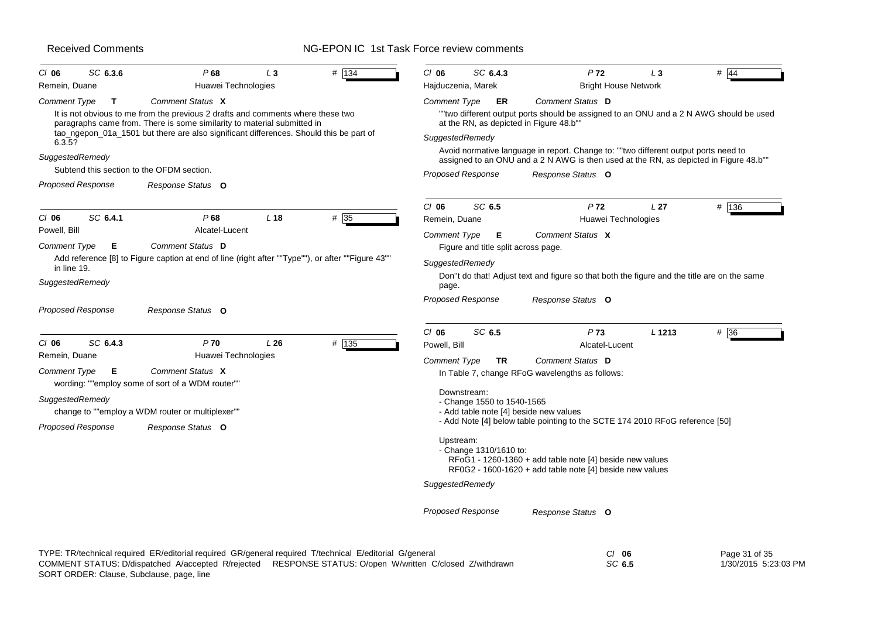Received Comments — NG-EPON IC 1st Task Force review comments

---

**Cl** 06 **SC** 6.3.6 **P** 68 **L** 3 **#** 134

Remein, Duane — Huawei Technologies

*Comment Type* **T** *Comment Status* **X**

It is not obvious to me from the previous 2 drafts and comments where these two paragraphs came from. There is some similarity to material submitted in tao_ngepon_01a_1501 but there are also significant differences. Should this be part of 6.3.5?

*SuggestedRemedy*

Subtend this section to the OFDM section.

*Proposed Response* *Response Status* **O**

---

**Cl** 06 **SC** 6.4.1 **P** 68 **L** 18 **#** 35

Powell, Bill — Alcatel-Lucent

*Comment Type* **E** *Comment Status* **D**

Add reference [8] to Figure caption at end of line (right after ""Type""), or after ""Figure 43"" in line 19.

*SuggestedRemedy*

*Proposed Response* *Response Status* **O**

---

**Cl** 06 **SC** 6.4.3 **P** 70 **L** 26 **#** 135

Remein, Duane — Huawei Technologies

*Comment Type* **E** *Comment Status* **X**

wording: ""employ some of sort of a WDM router""

*SuggestedRemedy*

change to ""employ a WDM router or multiplexer""

*Proposed Response* *Response Status* **O**

---

**Cl** 06 **SC** 6.4.3 **P** 72 **L** 3 **#** 44

Hajduczenia, Marek — Bright House Network

*Comment Type* **ER** *Comment Status* **D**

""two different output ports should be assigned to an ONU and a 2 N AWG should be used at the RN, as depicted in Figure 48.b""

*SuggestedRemedy*

Avoid normative language in report. Change to: ""two different output ports need to assigned to an ONU and a 2 N AWG is then used at the RN, as depicted in Figure 48.b""

*Proposed Response* *Response Status* **O**

---

**Cl** 06 **SC** 6.5 **P** 72 **L** 27 **#** 136

Remein, Duane — Huawei Technologies

*Comment Type* **E** *Comment Status* **X**

Figure and title split across page.

*SuggestedRemedy*

Don''t do that! Adjust text and figure so that both the figure and the title are on the same page.

*Proposed Response* *Response Status* **O**

---

**Cl** 06 **SC** 6.5 **P** 73 **L** 1213 **#** 36

Powell, Bill — Alcatel-Lucent

*Comment Type* **TR** *Comment Status* **D**

In Table 7, change RFoG wavelengths as follows:

Downstream:
- Change 1550 to 1540-1565
- Add table note [4] beside new values
- Add Note [4] below table pointing to the SCTE 174 2010 RFoG reference [50]

Upstream:
- Change 1310/1610 to:
  - RFoG1 - 1260-1360 + add table note [4] beside new values
  - RF0G2 - 1600-1620 + add table note [4] beside new values

*SuggestedRemedy*

*Proposed Response* *Response Status* **O**

---

TYPE: TR/technical required ER/editorial required GR/general required T/technical E/editorial G/general
COMMENT STATUS: D/dispatched A/accepted R/rejected RESPONSE STATUS: O/open W/written C/closed Z/withdrawn
SORT ORDER: Clause, Subclause, page, line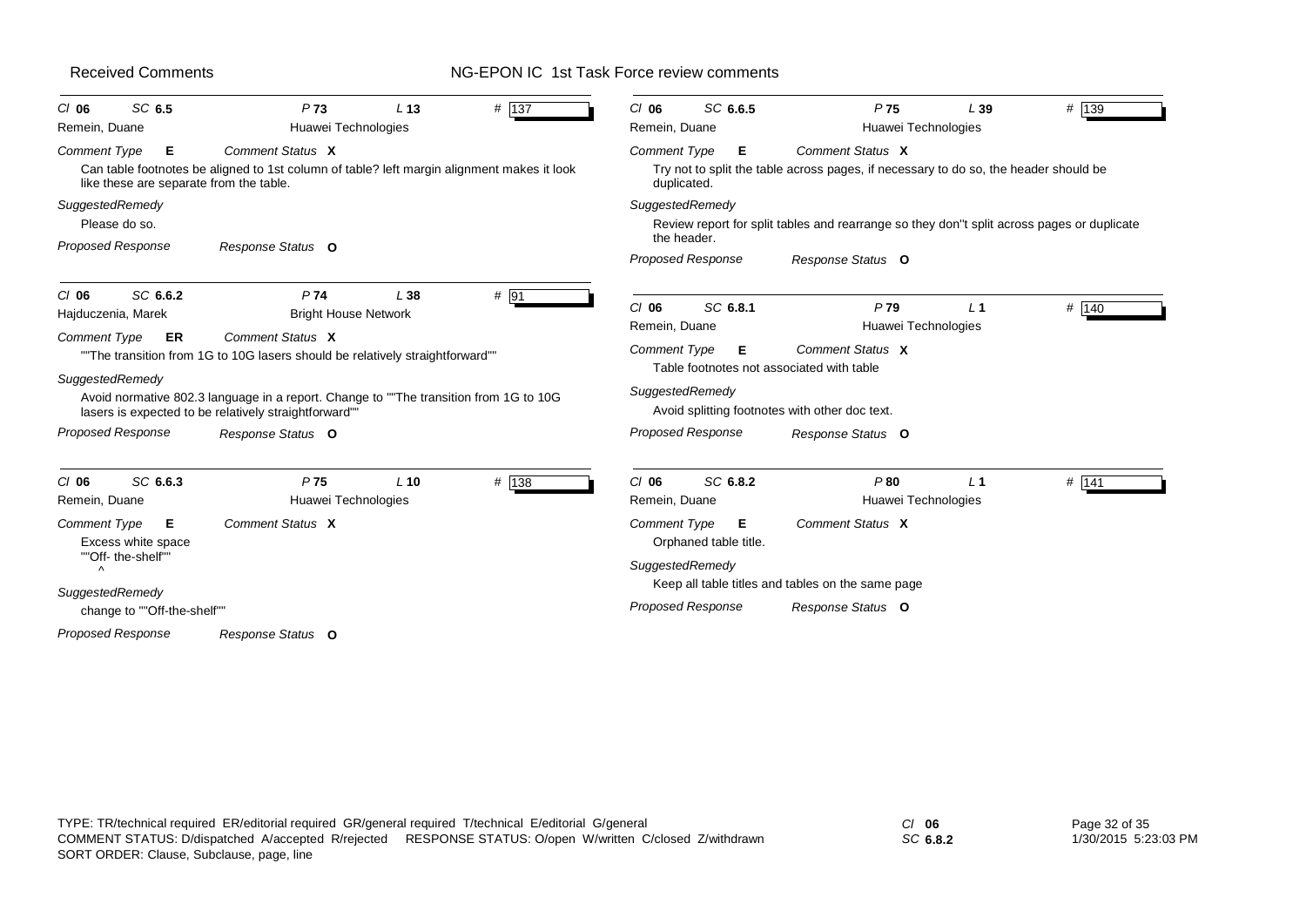**Cl 06 SC 6.5 P 73 L 13 # 137**
Remein, Duane — Huawei Technologies

*Comment Type* **E** *Comment Status* **X**

Can table footnotes be aligned to 1st column of table? left margin alignment makes it look like these are separate from the table.

*SuggestedRemedy*

Please do so.

*Proposed Response* *Response Status* **O**

---

**Cl 06 SC 6.6.2 P 74 L 38 # 91**
Hajduczenia, Marek — Bright House Network

*Comment Type* **ER** *Comment Status* **X**

""The transition from 1G to 10G lasers should be relatively straightforward""

*SuggestedRemedy*

Avoid normative 802.3 language in a report. Change to ""The transition from 1G to 10G lasers is expected to be relatively straightforward""

*Proposed Response* *Response Status* **O**

---

**Cl 06 SC 6.6.3 P 75 L 10 # 138**
Remein, Duane — Huawei Technologies

*Comment Type* **E** *Comment Status* **X**

Excess white space
""Off- the-shelf""
^

*SuggestedRemedy*

change to ""Off-the-shelf""

*Proposed Response* *Response Status* **O**

---

**Cl 06 SC 6.6.5 P 75 L 39 # 139**
Remein, Duane — Huawei Technologies

*Comment Type* **E** *Comment Status* **X**

Try not to split the table across pages, if necessary to do so, the header should be duplicated.

*SuggestedRemedy*

Review report for split tables and rearrange so they don''t split across pages or duplicate the header.

*Proposed Response* *Response Status* **O**

---

**Cl 06 SC 6.8.1 P 79 L 1 # 140**
Remein, Duane — Huawei Technologies

*Comment Type* **E** *Comment Status* **X**

Table footnotes not associated with table

*SuggestedRemedy*

Avoid splitting footnotes with other doc text.

*Proposed Response* *Response Status* **O**

---

**Cl 06 SC 6.8.2 P 80 L 1 # 141**
Remein, Duane — Huawei Technologies

*Comment Type* **E** *Comment Status* **X**

Orphaned table title.

*SuggestedRemedy*

Keep all table titles and tables on the same page

*Proposed Response* *Response Status* **O**

---

TYPE: TR/technical required ER/editorial required GR/general required T/technical E/editorial G/general
COMMENT STATUS: D/dispatched A/accepted R/rejected RESPONSE STATUS: O/open W/written C/closed Z/withdrawn
SORT ORDER: Clause, Subclause, page, line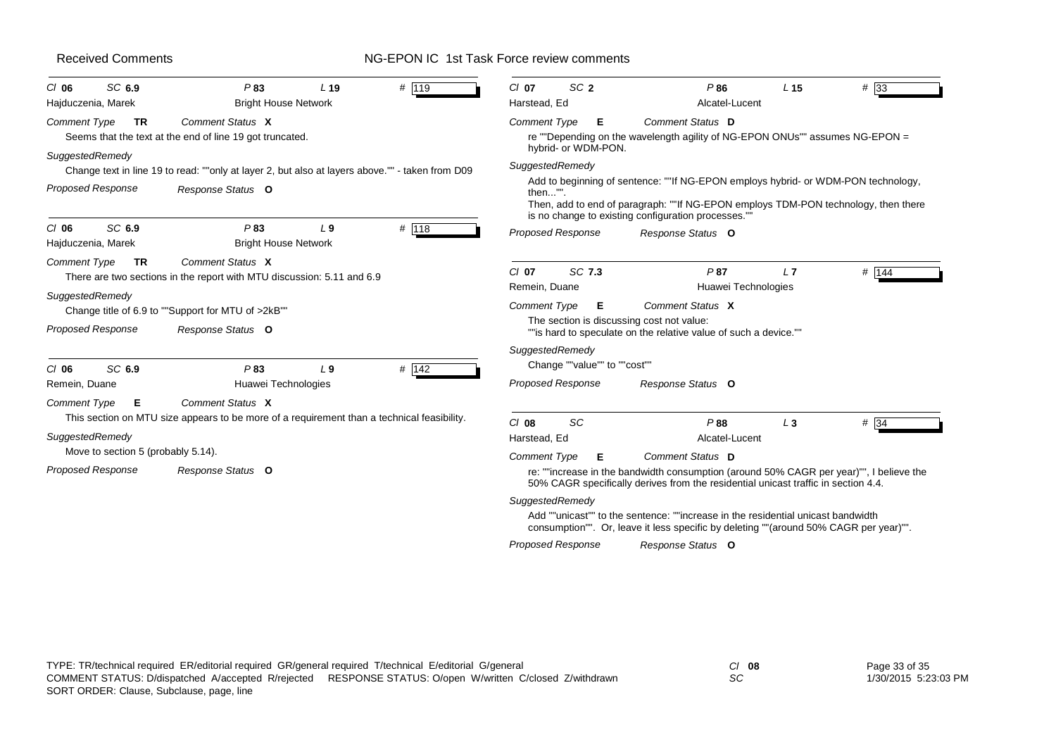Received Comments — NG-EPON IC 1st Task Force review comments

---

**Cl** 06 **SC** 6.9 **P** 83 **L** 19 **#** 119

Hajduczenia, Marek — Bright House Network

*Comment Type* **TR** *Comment Status* **X**

Seems that the text at the end of line 19 got truncated.

*SuggestedRemedy*

Change text in line 19 to read: ""only at layer 2, but also at layers above."" - taken from D09

*Proposed Response* *Response Status* **O**

---

**Cl** 06 **SC** 6.9 **P** 83 **L** 9 **#** 118

Hajduczenia, Marek — Bright House Network

*Comment Type* **TR** *Comment Status* **X**

There are two sections in the report with MTU discussion: 5.11 and 6.9

*SuggestedRemedy*

Change title of 6.9 to ""Support for MTU of >2kB""

*Proposed Response* *Response Status* **O**

---

**Cl** 06 **SC** 6.9 **P** 83 **L** 9 **#** 142

Remein, Duane — Huawei Technologies

*Comment Type* **E** *Comment Status* **X**

This section on MTU size appears to be more of a requirement than a technical feasibility.

*SuggestedRemedy*

Move to section 5 (probably 5.14).

*Proposed Response* *Response Status* **O**

---

**Cl** 07 **SC** 2 **P** 86 **L** 15 **#** 33

Harstead, Ed — Alcatel-Lucent

*Comment Type* **E** *Comment Status* **D**

re ""Depending on the wavelength agility of NG-EPON ONUs"" assumes NG-EPON = hybrid- or WDM-PON.

*SuggestedRemedy*

Add to beginning of sentence: ""If NG-EPON employs hybrid- or WDM-PON technology, then..."".
Then, add to end of paragraph: ""If NG-EPON employs TDM-PON technology, then there is no change to existing configuration processes.""

*Proposed Response* *Response Status* **O**

---

**Cl** 07 **SC** 7.3 **P** 87 **L** 7 **#** 144

Remein, Duane — Huawei Technologies

*Comment Type* **E** *Comment Status* **X**

The section is discussing cost not value:
""is hard to speculate on the relative value of such a device.""

*SuggestedRemedy*

Change ""value"" to ""cost""

*Proposed Response* *Response Status* **O**

---

**Cl** 08 **SC** **P** 88 **L** 3 **#** 34

Harstead, Ed — Alcatel-Lucent

*Comment Type* **E** *Comment Status* **D**

re: ""increase in the bandwidth consumption (around 50% CAGR per year)"", I believe the 50% CAGR specifically derives from the residential unicast traffic in section 4.4.

*SuggestedRemedy*

Add ""unicast"" to the sentence: ""increase in the residential unicast bandwidth consumption"". Or, leave it less specific by deleting ""(around 50% CAGR per year)"".

*Proposed Response* *Response Status* **O**

---

TYPE: TR/technical required ER/editorial required GR/general required T/technical E/editorial G/general
COMMENT STATUS: D/dispatched A/accepted R/rejected RESPONSE STATUS: O/open W/written C/closed Z/withdrawn
SORT ORDER: Clause, Subclause, page, line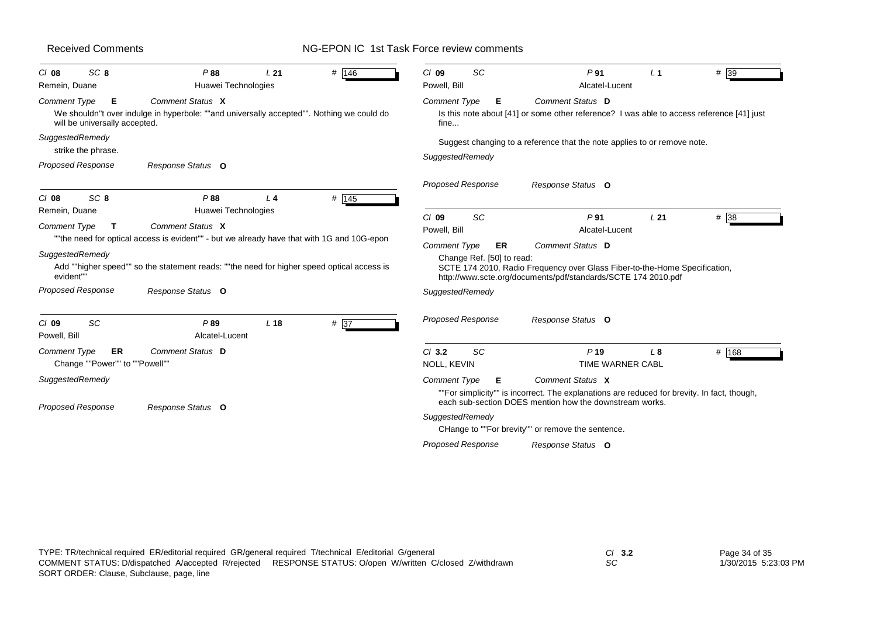Received Comments — NG-EPON IC 1st Task Force review comments

---

**Cl** 08 **SC** 8 **P** 88 **L** 21 **#** 146

Remein, Duane — Huawei Technologies

*Comment Type* **E** *Comment Status* **X**

We shouldn''t over indulge in hyperbole: ""and universally accepted"". Nothing we could do will be universally accepted.

*SuggestedRemedy*

strike the phrase.

*Proposed Response* *Response Status* **O**

---

**Cl** 08 **SC** 8 **P** 88 **L** 4 **#** 145

Remein, Duane — Huawei Technologies

*Comment Type* **T** *Comment Status* **X**

""the need for optical access is evident"" - but we already have that with 1G and 10G-epon

*SuggestedRemedy*

Add ""higher speed"" so the statement reads: ""the need for higher speed optical access is evident""

*Proposed Response* *Response Status* **O**

---

**Cl** 09 **SC** **P** 89 **L** 18 **#** 37

Powell, Bill — Alcatel-Lucent

*Comment Type* **ER** *Comment Status* **D**

Change ""Power"" to ""Powell""

*SuggestedRemedy*

*Proposed Response* *Response Status* **O**

---

**Cl** 09 **SC** **P** 91 **L** 1 **#** 39

Powell, Bill — Alcatel-Lucent

*Comment Type* **E** *Comment Status* **D**

Is this note about [41] or some other reference? I was able to access reference [41] just fine...

Suggest changing to a reference that the note applies to or remove note.

*SuggestedRemedy*

*Proposed Response* *Response Status* **O**

---

**Cl** 09 **SC** **P** 91 **L** 21 **#** 38

Powell, Bill — Alcatel-Lucent

*Comment Type* **ER** *Comment Status* **D**

Change Ref. [50] to read:
SCTE 174 2010, Radio Frequency over Glass Fiber-to-the-Home Specification,
http://www.scte.org/documents/pdf/standards/SCTE 174 2010.pdf

*SuggestedRemedy*

*Proposed Response* *Response Status* **O**

---

**Cl** 3.2 **SC** **P** 19 **L** 8 **#** 168

NOLL, KEVIN — TIME WARNER CABL

*Comment Type* **E** *Comment Status* **X**

""For simplicity"" is incorrect. The explanations are reduced for brevity. In fact, though, each sub-section DOES mention how the downstream works.

*SuggestedRemedy*

CHange to ""For brevity"" or remove the sentence.

*Proposed Response* *Response Status* **O**

---

TYPE: TR/technical required ER/editorial required GR/general required T/technical E/editorial G/general
COMMENT STATUS: D/dispatched A/accepted R/rejected RESPONSE STATUS: O/open W/written C/closed Z/withdrawn
SORT ORDER: Clause, Subclause, page, line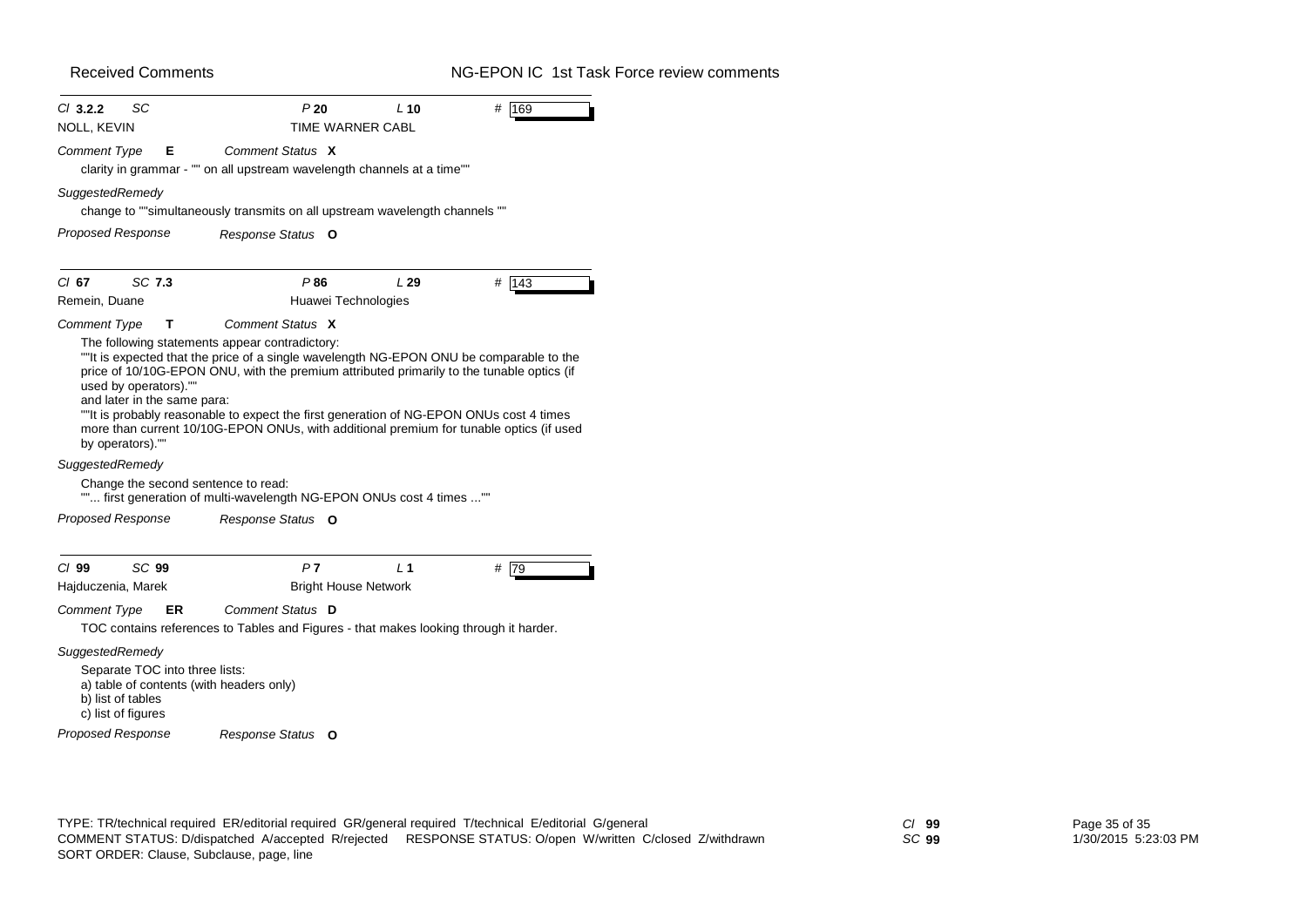| | | | | |
|---|---|---|---|---|
| *Cl* **3.2.2** | *SC* | *P* **20** | *L* **10** | # 169 |
| NOLL, KEVIN | | TIME WARNER CABL | | |

*Comment Type* **E** *Comment Status* **X**

clarity in grammar - "" on all upstream wavelength channels at a time""

*SuggestedRemedy*

change to ""simultaneously transmits on all upstream wavelength channels ""

*Proposed Response* *Response Status* **O**

---

| | | | | |
|---|---|---|---|---|
| *Cl* **67** | *SC* **7.3** | *P* **86** | *L* **29** | # 143 |
| Remein, Duane | | Huawei Technologies | | |

*Comment Type* **T** *Comment Status* **X**

The following statements appear contradictory:
""It is expected that the price of a single wavelength NG-EPON ONU be comparable to the price of 10/10G-EPON ONU, with the premium attributed primarily to the tunable optics (if used by operators).""
and later in the same para:
""It is probably reasonable to expect the first generation of NG-EPON ONUs cost 4 times more than current 10/10G-EPON ONUs, with additional premium for tunable optics (if used by operators).""

*SuggestedRemedy*

Change the second sentence to read:
""... first generation of multi-wavelength NG-EPON ONUs cost 4 times ...""

*Proposed Response* *Response Status* **O**

---

| | | | | |
|---|---|---|---|---|
| *Cl* **99** | *SC* **99** | *P* **7** | *L* **1** | # 79 |
| Hajduczenia, Marek | | Bright House Network | | |

*Comment Type* **ER** *Comment Status* **D**

TOC contains references to Tables and Figures - that makes looking through it harder.

*SuggestedRemedy*

Separate TOC into three lists:
a) table of contents (with headers only)
b) list of tables
c) list of figures

*Proposed Response* *Response Status* **O**